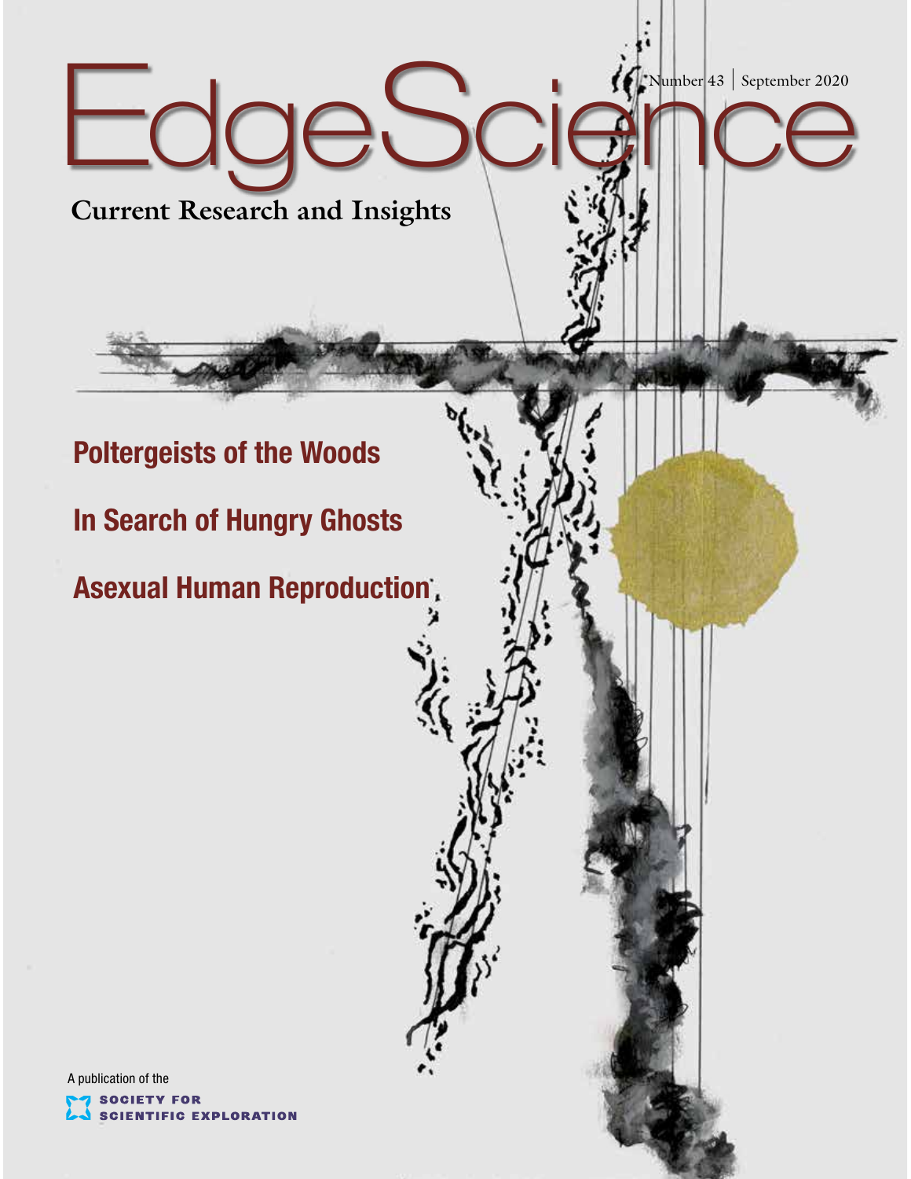# EdgeScience

Number 43 | September 2020

**Current Research and Insights**

## Poltergeists of the Woods

## In Search of Hungry Ghosts

## Asexual Human Reproduction

A publication of the

SOCIETY FOR SCIENTIFIC EXPLORATION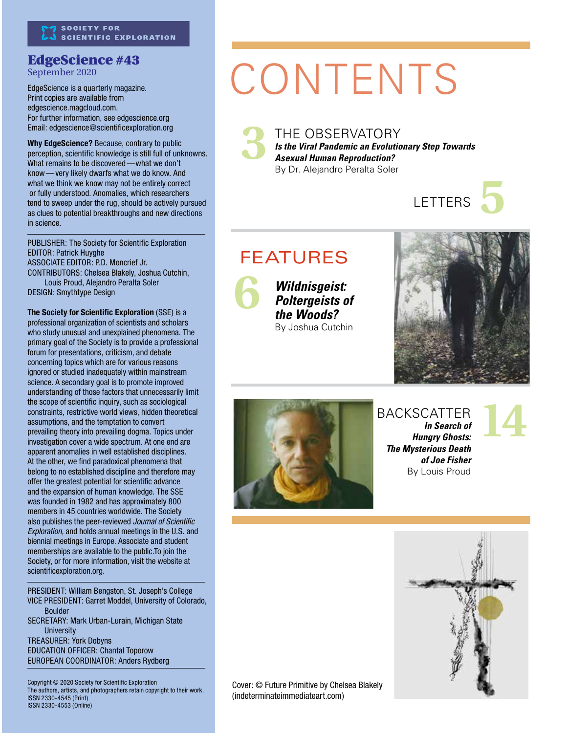SOCIETY FOR SCIENTIFIC EXPLORATION

## EdgeScience #43

September 2020

EdgeScience is a quarterly magazine.
Print copies are available from edgescience.magcloud.com.
For further information, see edgescience.org
Email: edgescience@scientificexploration.org

**Why EdgeScience?** Because, contrary to public perception, scientific knowledge is still full of unknowns. What remains to be discovered—what we don't know—very likely dwarfs what we do know. And what we think we know may not be entirely correct or fully understood. Anomalies, which researchers tend to sweep under the rug, should be actively pursued as clues to potential breakthroughs and new directions in science.

PUBLISHER: The Society for Scientific Exploration
EDITOR: Patrick Huyghe
ASSOCIATE EDITOR: P.D. Moncrief Jr.
CONTRIBUTORS: Chelsea Blakely, Joshua Cutchin, Louis Proud, Alejandro Peralta Soler
DESIGN: Smythtype Design

**The Society for Scientific Exploration** (SSE) is a professional organization of scientists and scholars who study unusual and unexplained phenomena. The primary goal of the Society is to provide a professional forum for presentations, criticism, and debate concerning topics which are for various reasons ignored or studied inadequately within mainstream science. A secondary goal is to promote improved understanding of those factors that unnecessarily limit the scope of scientific inquiry, such as sociological constraints, restrictive world views, hidden theoretical assumptions, and the temptation to convert prevailing theory into prevailing dogma. Topics under investigation cover a wide spectrum. At one end are apparent anomalies in well established disciplines. At the other, we find paradoxical phenomena that belong to no established discipline and therefore may offer the greatest potential for scientific advance and the expansion of human knowledge. The SSE was founded in 1982 and has approximately 800 members in 45 countries worldwide. The Society also publishes the peer-reviewed *Journal of Scientific Exploration,* and holds annual meetings in the U.S. and biennial meetings in Europe. Associate and student memberships are available to the public.To join the Society, or for more information, visit the website at scientificexploration.org.

PRESIDENT: William Bengston, St. Joseph's College
VICE PRESIDENT: Garret Moddel, University of Colorado, Boulder
SECRETARY: Mark Urban-Lurain, Michigan State University
TREASURER: York Dobyns
EDUCATION OFFICER: Chantal Toporow
EUROPEAN COORDINATOR: Anders Rydberg

Copyright © 2020 Society for Scientific Exploration
The authors, artists, and photographers retain copyright to their work.
ISSN 2330-4545 (Print)
ISSN 2330-4553 (Online)

# CONTENTS

**3** THE OBSERVATORY
***Is the Viral Pandemic an Evolutionary Step Towards Asexual Human Reproduction?***
By Dr. Alejandro Peralta Soler

**5** LETTERS

## FEATURES

**6** ***Wildnisgeist: Poltergeists of the Woods?***
By Joshua Cutchin

**14** BACKSCATTER
***In Search of Hungry Ghosts: The Mysterious Death of Joe Fisher***
By Louis Proud

Cover: © Future Primitive by Chelsea Blakely (indeterminateimmediateart.com)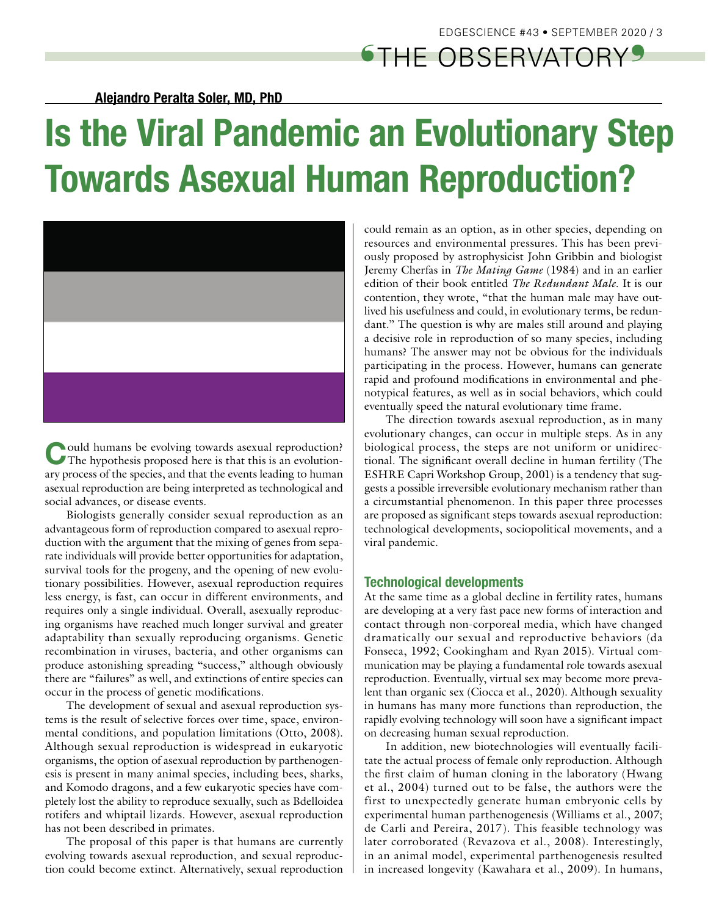Alejandro Peralta Soler, MD, PhD

# Is the Viral Pandemic an Evolutionary Step Towards Asexual Human Reproduction?

Could humans be evolving towards asexual reproduction? The hypothesis proposed here is that this is an evolutionary process of the species, and that the events leading to human asexual reproduction are being interpreted as technological and social advances, or disease events.

Biologists generally consider sexual reproduction as an advantageous form of reproduction compared to asexual reproduction with the argument that the mixing of genes from separate individuals will provide better opportunities for adaptation, survival tools for the progeny, and the opening of new evolutionary possibilities. However, asexual reproduction requires less energy, is fast, can occur in different environments, and requires only a single individual. Overall, asexually reproducing organisms have reached much longer survival and greater adaptability than sexually reproducing organisms. Genetic recombination in viruses, bacteria, and other organisms can produce astonishing spreading "success," although obviously there are "failures" as well, and extinctions of entire species can occur in the process of genetic modifications.

The development of sexual and asexual reproduction systems is the result of selective forces over time, space, environmental conditions, and population limitations (Otto, 2008). Although sexual reproduction is widespread in eukaryotic organisms, the option of asexual reproduction by parthenogenesis is present in many animal species, including bees, sharks, and Komodo dragons, and a few eukaryotic species have completely lost the ability to reproduce sexually, such as Bdelloidea rotifers and whiptail lizards. However, asexual reproduction has not been described in primates.

The proposal of this paper is that humans are currently evolving towards asexual reproduction, and sexual reproduction could become extinct. Alternatively, sexual reproduction could remain as an option, as in other species, depending on resources and environmental pressures. This has been previously proposed by astrophysicist John Gribbin and biologist Jeremy Cherfas in *The Mating Game* (1984) and in an earlier edition of their book entitled *The Redundant Male*. It is our contention, they wrote, "that the human male may have outlived his usefulness and could, in evolutionary terms, be redundant." The question is why are males still around and playing a decisive role in reproduction of so many species, including humans? The answer may not be obvious for the individuals participating in the process. However, humans can generate rapid and profound modifications in environmental and phenotypical features, as well as in social behaviors, which could eventually speed the natural evolutionary time frame.

The direction towards asexual reproduction, as in many evolutionary changes, can occur in multiple steps. As in any biological process, the steps are not uniform or unidirectional. The significant overall decline in human fertility (The ESHRE Capri Workshop Group, 2001) is a tendency that suggests a possible irreversible evolutionary mechanism rather than a circumstantial phenomenon. In this paper three processes are proposed as significant steps towards asexual reproduction: technological developments, sociopolitical movements, and a viral pandemic.

## Technological developments

At the same time as a global decline in fertility rates, humans are developing at a very fast pace new forms of interaction and contact through non-corporeal media, which have changed dramatically our sexual and reproductive behaviors (da Fonseca, 1992; Cookingham and Ryan 2015). Virtual communication may be playing a fundamental role towards asexual reproduction. Eventually, virtual sex may become more prevalent than organic sex (Ciocca et al., 2020). Although sexuality in humans has many more functions than reproduction, the rapidly evolving technology will soon have a significant impact on decreasing human sexual reproduction.

In addition, new biotechnologies will eventually facilitate the actual process of female only reproduction. Although the first claim of human cloning in the laboratory (Hwang et al., 2004) turned out to be false, the authors were the first to unexpectedly generate human embryonic cells by experimental human parthenogenesis (Williams et al., 2007; de Carli and Pereira, 2017). This feasible technology was later corroborated (Revazova et al., 2008). Interestingly, in an animal model, experimental parthenogenesis resulted in increased longevity (Kawahara et al., 2009). In humans,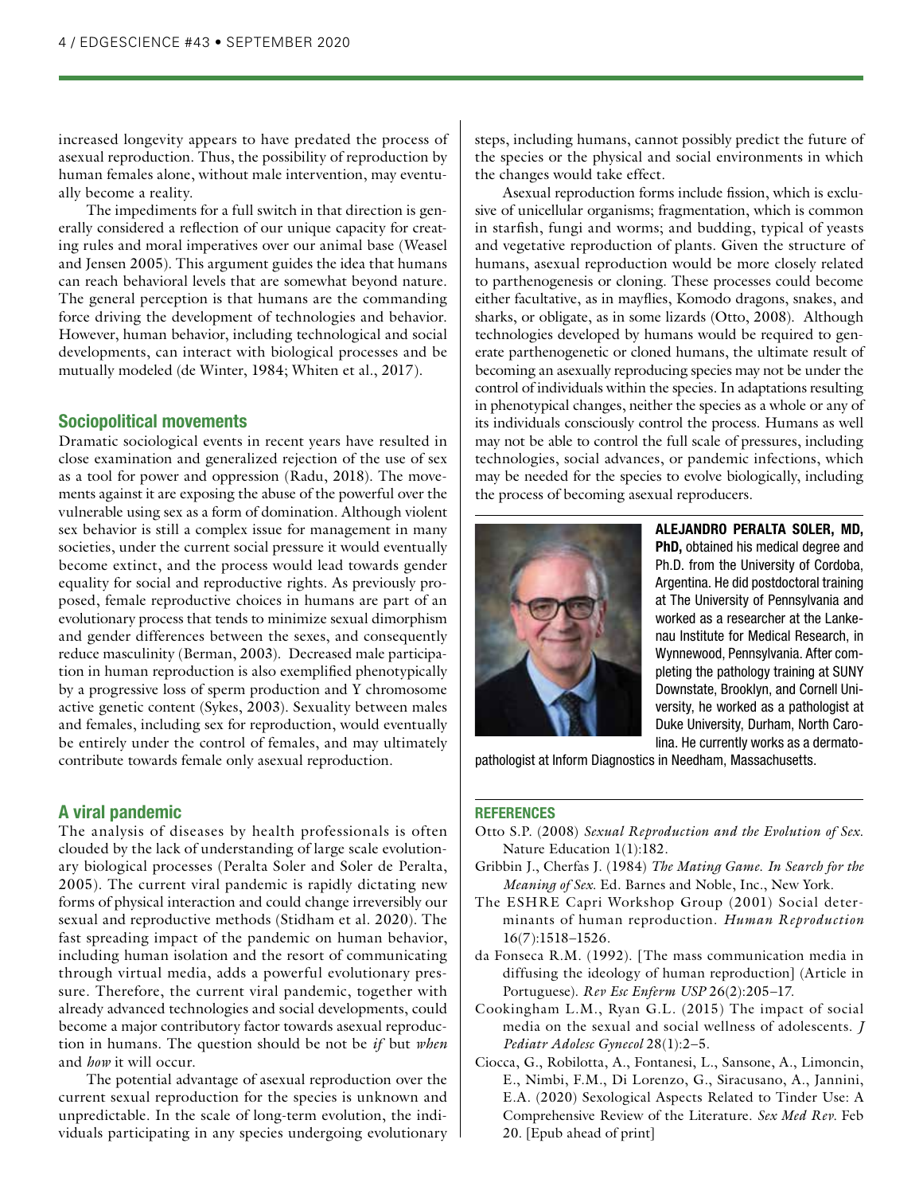increased longevity appears to have predated the process of asexual reproduction. Thus, the possibility of reproduction by human females alone, without male intervention, may eventually become a reality.

The impediments for a full switch in that direction is generally considered a reflection of our unique capacity for creating rules and moral imperatives over our animal base (Weasel and Jensen 2005). This argument guides the idea that humans can reach behavioral levels that are somewhat beyond nature. The general perception is that humans are the commanding force driving the development of technologies and behavior. However, human behavior, including technological and social developments, can interact with biological processes and be mutually modeled (de Winter, 1984; Whiten et al., 2017).

## Sociopolitical movements

Dramatic sociological events in recent years have resulted in close examination and generalized rejection of the use of sex as a tool for power and oppression (Radu, 2018). The movements against it are exposing the abuse of the powerful over the vulnerable using sex as a form of domination. Although violent sex behavior is still a complex issue for management in many societies, under the current social pressure it would eventually become extinct, and the process would lead towards gender equality for social and reproductive rights. As previously proposed, female reproductive choices in humans are part of an evolutionary process that tends to minimize sexual dimorphism and gender differences between the sexes, and consequently reduce masculinity (Berman, 2003). Decreased male participation in human reproduction is also exemplified phenotypically by a progressive loss of sperm production and Y chromosome active genetic content (Sykes, 2003). Sexuality between males and females, including sex for reproduction, would eventually be entirely under the control of females, and may ultimately contribute towards female only asexual reproduction.

## A viral pandemic

The analysis of diseases by health professionals is often clouded by the lack of understanding of large scale evolutionary biological processes (Peralta Soler and Soler de Peralta, 2005). The current viral pandemic is rapidly dictating new forms of physical interaction and could change irreversibly our sexual and reproductive methods (Stidham et al. 2020). The fast spreading impact of the pandemic on human behavior, including human isolation and the resort of communicating through virtual media, adds a powerful evolutionary pressure. Therefore, the current viral pandemic, together with already advanced technologies and social developments, could become a major contributory factor towards asexual reproduction in humans. The question should be not be *if* but *when* and *how* it will occur.

The potential advantage of asexual reproduction over the current sexual reproduction for the species is unknown and unpredictable. In the scale of long-term evolution, the individuals participating in any species undergoing evolutionary steps, including humans, cannot possibly predict the future of the species or the physical and social environments in which the changes would take effect.

Asexual reproduction forms include fission, which is exclusive of unicellular organisms; fragmentation, which is common in starfish, fungi and worms; and budding, typical of yeasts and vegetative reproduction of plants. Given the structure of humans, asexual reproduction would be more closely related to parthenogenesis or cloning. These processes could become either facultative, as in mayflies, Komodo dragons, snakes, and sharks, or obligate, as in some lizards (Otto, 2008). Although technologies developed by humans would be required to generate parthenogenetic or cloned humans, the ultimate result of becoming an asexually reproducing species may not be under the control of individuals within the species. In adaptations resulting in phenotypical changes, neither the species as a whole or any of its individuals consciously control the process. Humans as well may not be able to control the full scale of pressures, including technologies, social advances, or pandemic infections, which may be needed for the species to evolve biologically, including the process of becoming asexual reproducers.

**ALEJANDRO PERALTA SOLER, MD, PhD,** obtained his medical degree and Ph.D. from the University of Cordoba, Argentina. He did postdoctoral training at The University of Pennsylvania and worked as a researcher at the Lankenau Institute for Medical Research, in Wynnewood, Pennsylvania. After completing the pathology training at SUNY Downstate, Brooklyn, and Cornell University, he worked as a pathologist at Duke University, Durham, North Carolina. He currently works as a dermatopathologist at Inform Diagnostics in Needham, Massachusetts.

## REFERENCES

Otto S.P. (2008) *Sexual Reproduction and the Evolution of Sex.* Nature Education 1(1):182.

Gribbin J., Cherfas J. (1984) *The Mating Game. In Search for the Meaning of Sex.* Ed. Barnes and Noble, Inc., New York.

The ESHRE Capri Workshop Group (2001) Social determinants of human reproduction. *Human Reproduction* 16(7):1518–1526.

da Fonseca R.M. (1992). [The mass communication media in diffusing the ideology of human reproduction] (Article in Portuguese). *Rev Esc Enferm USP* 26(2):205–17.

Cookingham L.M., Ryan G.L. (2015) The impact of social media on the sexual and social wellness of adolescents. *J Pediatr Adolesc Gynecol* 28(1):2–5.

Ciocca, G., Robilotta, A., Fontanesi, L., Sansone, A., Limoncin, E., Nimbi, F.M., Di Lorenzo, G., Siracusano, A., Jannini, E.A. (2020) Sexological Aspects Related to Tinder Use: A Comprehensive Review of the Literature. *Sex Med Rev.* Feb 20. [Epub ahead of print]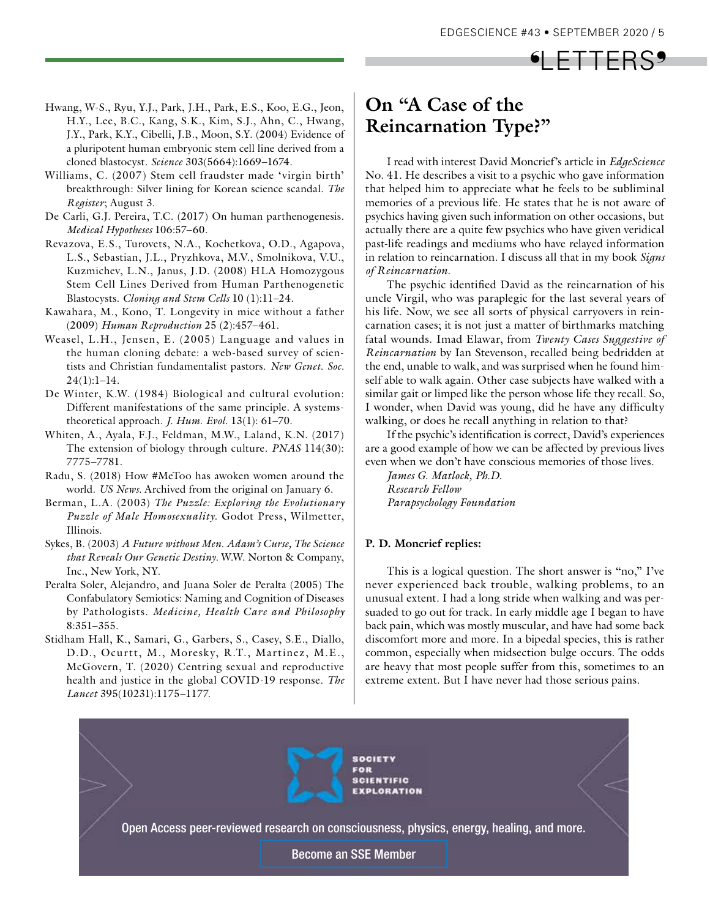Hwang, W-S., Ryu, Y.J., Park, J.H., Park, E.S., Koo, E.G., Jeon, H.Y., Lee, B.C., Kang, S.K., Kim, S.J., Ahn, C., Hwang, J.Y., Park, K.Y., Cibelli, J.B., Moon, S.Y. (2004) Evidence of a pluripotent human embryonic stem cell line derived from a cloned blastocyst. *Science* 303(5664):1669–1674.

Williams, C. (2007) Stem cell fraudster made 'virgin birth' breakthrough: Silver lining for Korean science scandal. *The Register*; August 3.

De Carli, G.J. Pereira, T.C. (2017) On human parthenogenesis. *Medical Hypotheses* 106:57–60.

Revazova, E.S., Turovets, N.A., Kochetkova, O.D., Agapova, L.S., Sebastian, J.L., Pryzhkova, M.V., Smolnikova, V.U., Kuzmichev, L.N., Janus, J.D. (2008) HLA Homozygous Stem Cell Lines Derived from Human Parthenogenetic Blastocysts. *Cloning and Stem Cells* 10 (1):11–24.

Kawahara, M., Kono, T. Longevity in mice without a father (2009) *Human Reproduction* 25 (2):457–461.

Weasel, L.H., Jensen, E. (2005) Language and values in the human cloning debate: a web-based survey of scientists and Christian fundamentalist pastors. *New Genet. Soc.* 24(1):1–14.

De Winter, K.W. (1984) Biological and cultural evolution: Different manifestations of the same principle. A systems-theoretical approach. *J. Hum. Evol.* 13(1): 61–70.

Whiten, A., Ayala, F.J., Feldman, M.W., Laland, K.N. (2017) The extension of biology through culture. *PNAS* 114(30): 7775–7781.

Radu, S. (2018) How #MeToo has awoken women around the world. *US News*. Archived from the original on January 6.

Berman, L.A. (2003) *The Puzzle: Exploring the Evolutionary Puzzle of Male Homosexuality*. Godot Press, Wilmetter, Illinois.

Sykes, B. (2003) *A Future without Men. Adam's Curse, The Science that Reveals Our Genetic Destiny*. W.W. Norton & Company, Inc., New York, NY.

Peralta Soler, Alejandro, and Juana Soler de Peralta (2005) The Confabulatory Semiotics: Naming and Cognition of Diseases by Pathologists. *Medicine, Health Care and Philosophy* 8:351–355.

Stidham Hall, K., Samari, G., Garbers, S., Casey, S.E., Diallo, D.D., Ocurtt, M., Moresky, R.T., Martinez, M.E., McGovern, T. (2020) Centring sexual and reproductive health and justice in the global COVID-19 response. *The Lancet* 395(10231):1175–1177.

# On "A Case of the Reincarnation Type?"

I read with interest David Moncrief's article in *EdgeScience* No. 41. He describes a visit to a psychic who gave information that helped him to appreciate what he feels to be subliminal memories of a previous life. He states that he is not aware of psychics having given such information on other occasions, but actually there are a quite few psychics who have given veridical past-life readings and mediums who have relayed information in relation to reincarnation. I discuss all that in my book *Signs of Reincarnation*.

The psychic identified David as the reincarnation of his uncle Virgil, who was paraplegic for the last several years of his life. Now, we see all sorts of physical carryovers in reincarnation cases; it is not just a matter of birthmarks matching fatal wounds. Imad Elawar, from *Twenty Cases Suggestive of Reincarnation* by Ian Stevenson, recalled being bedridden at the end, unable to walk, and was surprised when he found himself able to walk again. Other case subjects have walked with a similar gait or limped like the person whose life they recall. So, I wonder, when David was young, did he have any difficulty walking, or does he recall anything in relation to that?

If the psychic's identification is correct, David's experiences are a good example of how we can be affected by previous lives even when we don't have conscious memories of those lives.

*James G. Matlock, Ph.D.*
*Research Fellow*
*Parapsychology Foundation*

**P. D. Moncrief replies:**

This is a logical question. The short answer is "no," I've never experienced back trouble, walking problems, to an unusual extent. I had a long stride when walking and was persuaded to go out for track. In early middle age I began to have back pain, which was mostly muscular, and have had some back discomfort more and more. In a bipedal species, this is rather common, especially when midsection bulge occurs. The odds are heavy that most people suffer from this, sometimes to an extreme extent. But I have never had those serious pains.

SOCIETY FOR SCIENTIFIC EXPLORATION

Open Access peer-reviewed research on consciousness, physics, energy, healing, and more.

Become an SSE Member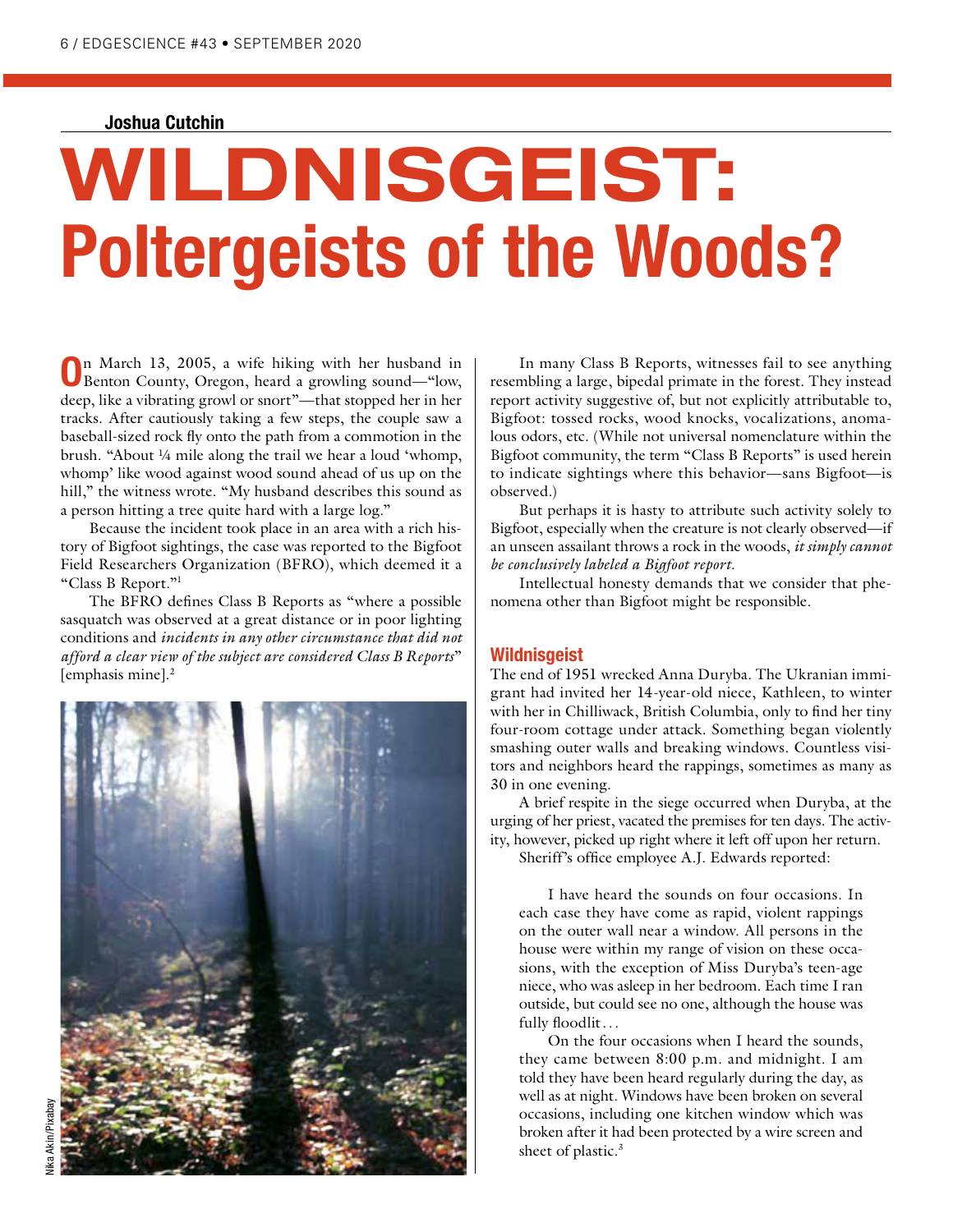Joshua Cutchin

# WILDNISGEIST: Poltergeists of the Woods?

On March 13, 2005, a wife hiking with her husband in Benton County, Oregon, heard a growling sound—"low, deep, like a vibrating growl or snort"—that stopped her in her tracks. After cautiously taking a few steps, the couple saw a baseball-sized rock fly onto the path from a commotion in the brush. "About ¼ mile along the trail we hear a loud 'whomp, whomp' like wood against wood sound ahead of us up on the hill," the witness wrote. "My husband describes this sound as a person hitting a tree quite hard with a large log."

Because the incident took place in an area with a rich history of Bigfoot sightings, the case was reported to the Bigfoot Field Researchers Organization (BFRO), which deemed it a "Class B Report."[1]

The BFRO defines Class B Reports as "where a possible sasquatch was observed at a great distance or in poor lighting conditions and *incidents in any other circumstance that did not afford a clear view of the subject are considered Class B Reports*" [emphasis mine].[2]

Nika Akin/Pixabay

In many Class B Reports, witnesses fail to see anything resembling a large, bipedal primate in the forest. They instead report activity suggestive of, but not explicitly attributable to, Bigfoot: tossed rocks, wood knocks, vocalizations, anomalous odors, etc. (While not universal nomenclature within the Bigfoot community, the term "Class B Reports" is used herein to indicate sightings where this behavior—sans Bigfoot—is observed.)

But perhaps it is hasty to attribute such activity solely to Bigfoot, especially when the creature is not clearly observed—if an unseen assailant throws a rock in the woods, *it simply cannot be conclusively labeled a Bigfoot report.*

Intellectual honesty demands that we consider that phenomena other than Bigfoot might be responsible.

## Wildnisgeist

The end of 1951 wrecked Anna Duryba. The Ukranian immigrant had invited her 14-year-old niece, Kathleen, to winter with her in Chilliwack, British Columbia, only to find her tiny four-room cottage under attack. Something began violently smashing outer walls and breaking windows. Countless visitors and neighbors heard the rappings, sometimes as many as 30 in one evening.

A brief respite in the siege occurred when Duryba, at the urging of her priest, vacated the premises for ten days. The activity, however, picked up right where it left off upon her return.

Sheriff's office employee A.J. Edwards reported:

> I have heard the sounds on four occasions. In each case they have come as rapid, violent rappings on the outer wall near a window. All persons in the house were within my range of vision on these occasions, with the exception of Miss Duryba's teen-age niece, who was asleep in her bedroom. Each time I ran outside, but could see no one, although the house was fully floodlit…
>
> On the four occasions when I heard the sounds, they came between 8:00 p.m. and midnight. I am told they have been heard regularly during the day, as well as at night. Windows have been broken on several occasions, including one kitchen window which was broken after it had been protected by a wire screen and sheet of plastic.[3]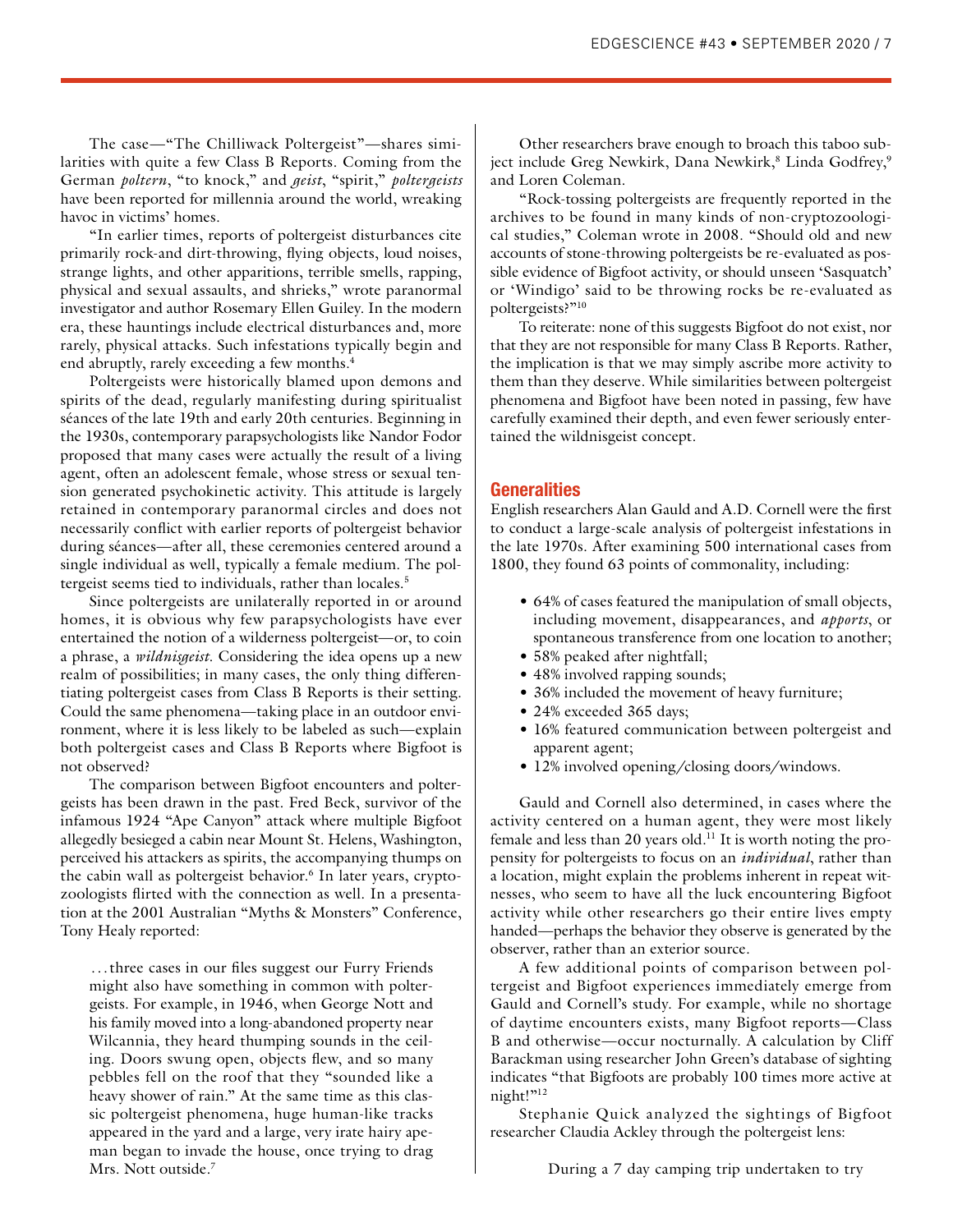The case—"The Chilliwack Poltergeist"—shares similarities with quite a few Class B Reports. Coming from the German *poltern*, "to knock," and *geist*, "spirit," *poltergeists* have been reported for millennia around the world, wreaking havoc in victims' homes.

"In earlier times, reports of poltergeist disturbances cite primarily rock-and dirt-throwing, flying objects, loud noises, strange lights, and other apparitions, terrible smells, rapping, physical and sexual assaults, and shrieks," wrote paranormal investigator and author Rosemary Ellen Guiley. In the modern era, these hauntings include electrical disturbances and, more rarely, physical attacks. Such infestations typically begin and end abruptly, rarely exceeding a few months.[4]

Poltergeists were historically blamed upon demons and spirits of the dead, regularly manifesting during spiritualist séances of the late 19th and early 20th centuries. Beginning in the 1930s, contemporary parapsychologists like Nandor Fodor proposed that many cases were actually the result of a living agent, often an adolescent female, whose stress or sexual tension generated psychokinetic activity. This attitude is largely retained in contemporary paranormal circles and does not necessarily conflict with earlier reports of poltergeist behavior during séances—after all, these ceremonies centered around a single individual as well, typically a female medium. The poltergeist seems tied to individuals, rather than locales.[5]

Since poltergeists are unilaterally reported in or around homes, it is obvious why few parapsychologists have ever entertained the notion of a wilderness poltergeist—or, to coin a phrase, a *wildnisgeist*. Considering the idea opens up a new realm of possibilities; in many cases, the only thing differentiating poltergeist cases from Class B Reports is their setting. Could the same phenomena—taking place in an outdoor environment, where it is less likely to be labeled as such—explain both poltergeist cases and Class B Reports where Bigfoot is not observed?

The comparison between Bigfoot encounters and poltergeists has been drawn in the past. Fred Beck, survivor of the infamous 1924 "Ape Canyon" attack where multiple Bigfoot allegedly besieged a cabin near Mount St. Helens, Washington, perceived his attackers as spirits, the accompanying thumps on the cabin wall as poltergeist behavior.[6] In later years, cryptozoologists flirted with the connection as well. In a presentation at the 2001 Australian "Myths & Monsters" Conference, Tony Healy reported:

> …three cases in our files suggest our Furry Friends might also have something in common with poltergeists. For example, in 1946, when George Nott and his family moved into a long-abandoned property near Wilcannia, they heard thumping sounds in the ceiling. Doors swung open, objects flew, and so many pebbles fell on the roof that they "sounded like a heavy shower of rain." At the same time as this classic poltergeist phenomena, huge human-like tracks appeared in the yard and a large, very irate hairy apeman began to invade the house, once trying to drag Mrs. Nott outside.[7]

Other researchers brave enough to broach this taboo subject include Greg Newkirk, Dana Newkirk,[8] Linda Godfrey,[9] and Loren Coleman.

"Rock-tossing poltergeists are frequently reported in the archives to be found in many kinds of non-cryptozoological studies," Coleman wrote in 2008. "Should old and new accounts of stone-throwing poltergeists be re-evaluated as possible evidence of Bigfoot activity, or should unseen 'Sasquatch' or 'Windigo' said to be throwing rocks be re-evaluated as poltergeists?"[10]

To reiterate: none of this suggests Bigfoot do not exist, nor that they are not responsible for many Class B Reports. Rather, the implication is that we may simply ascribe more activity to them than they deserve. While similarities between poltergeist phenomena and Bigfoot have been noted in passing, few have carefully examined their depth, and even fewer seriously entertained the wildnisgeist concept.

## Generalities

English researchers Alan Gauld and A.D. Cornell were the first to conduct a large-scale analysis of poltergeist infestations in the late 1970s. After examining 500 international cases from 1800, they found 63 points of commonality, including:

- 64% of cases featured the manipulation of small objects, including movement, disappearances, and *apports*, or spontaneous transference from one location to another;
- 58% peaked after nightfall;
- 48% involved rapping sounds;
- 36% included the movement of heavy furniture;
- 24% exceeded 365 days;
- 16% featured communication between poltergeist and apparent agent;
- 12% involved opening/closing doors/windows.

Gauld and Cornell also determined, in cases where the activity centered on a human agent, they were most likely female and less than 20 years old.[11] It is worth noting the propensity for poltergeists to focus on an *individual*, rather than a location, might explain the problems inherent in repeat witnesses, who seem to have all the luck encountering Bigfoot activity while other researchers go their entire lives empty handed—perhaps the behavior they observe is generated by the observer, rather than an exterior source.

A few additional points of comparison between poltergeist and Bigfoot experiences immediately emerge from Gauld and Cornell's study. For example, while no shortage of daytime encounters exists, many Bigfoot reports—Class B and otherwise—occur nocturnally. A calculation by Cliff Barackman using researcher John Green's database of sighting indicates "that Bigfoots are probably 100 times more active at night!"[12]

Stephanie Quick analyzed the sightings of Bigfoot researcher Claudia Ackley through the poltergeist lens:

> During a 7 day camping trip undertaken to try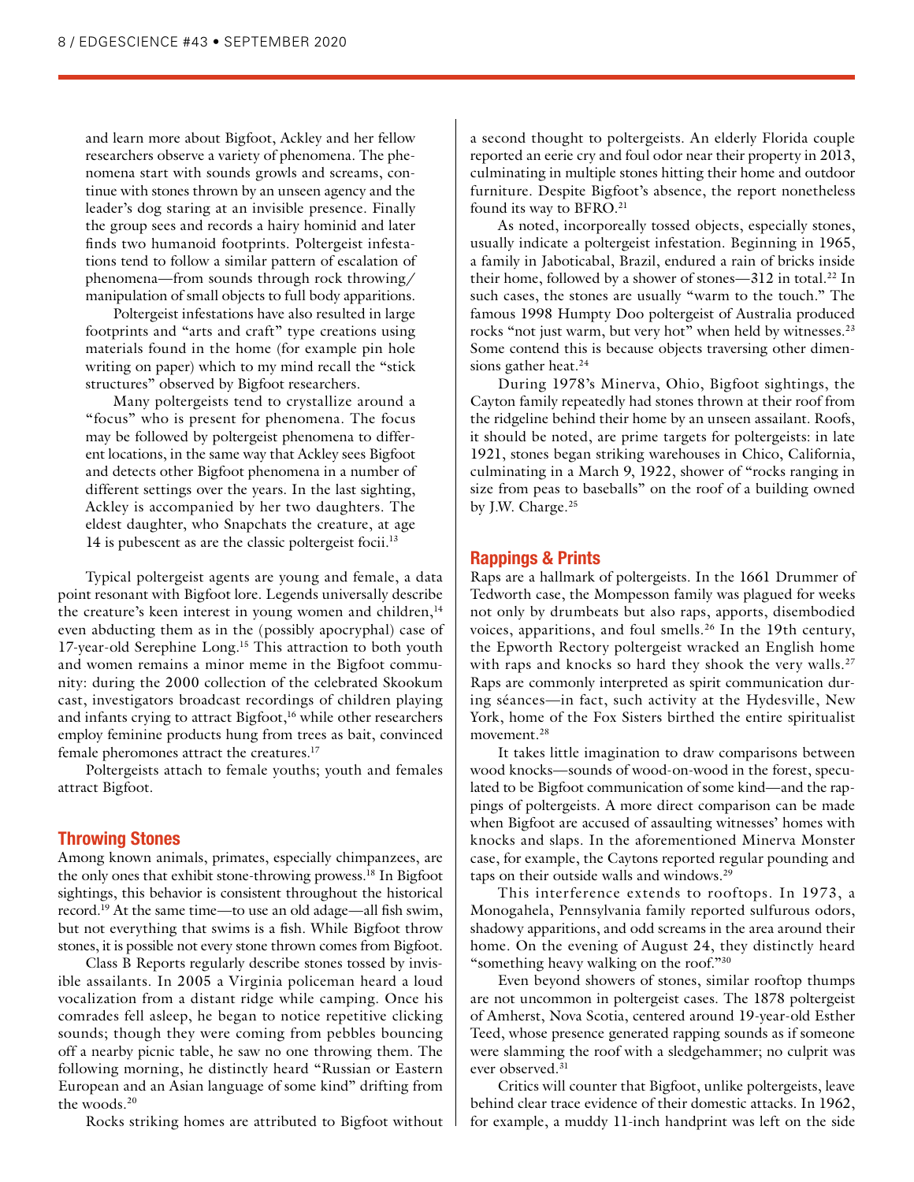and learn more about Bigfoot, Ackley and her fellow researchers observe a variety of phenomena. The phenomena start with sounds growls and screams, continue with stones thrown by an unseen agency and the leader's dog staring at an invisible presence. Finally the group sees and records a hairy hominid and later finds two humanoid footprints. Poltergeist infestations tend to follow a similar pattern of escalation of phenomena—from sounds through rock throwing/manipulation of small objects to full body apparitions.

Poltergeist infestations have also resulted in large footprints and "arts and craft" type creations using materials found in the home (for example pin hole writing on paper) which to my mind recall the "stick structures" observed by Bigfoot researchers.

Many poltergeists tend to crystallize around a "focus" who is present for phenomena. The focus may be followed by poltergeist phenomena to different locations, in the same way that Ackley sees Bigfoot and detects other Bigfoot phenomena in a number of different settings over the years. In the last sighting, Ackley is accompanied by her two daughters. The eldest daughter, who Snapchats the creature, at age 14 is pubescent as are the classic poltergeist focii.[13]

Typical poltergeist agents are young and female, a data point resonant with Bigfoot lore. Legends universally describe the creature's keen interest in young women and children,[14] even abducting them as in the (possibly apocryphal) case of 17-year-old Serephine Long.[15] This attraction to both youth and women remains a minor meme in the Bigfoot community: during the 2000 collection of the celebrated Skookum cast, investigators broadcast recordings of children playing and infants crying to attract Bigfoot,[16] while other researchers employ feminine products hung from trees as bait, convinced female pheromones attract the creatures.[17]

Poltergeists attach to female youths; youth and females attract Bigfoot.

## Throwing Stones

Among known animals, primates, especially chimpanzees, are the only ones that exhibit stone-throwing prowess.[18] In Bigfoot sightings, this behavior is consistent throughout the historical record.[19] At the same time—to use an old adage—all fish swim, but not everything that swims is a fish. While Bigfoot throw stones, it is possible not every stone thrown comes from Bigfoot.

Class B Reports regularly describe stones tossed by invisible assailants. In 2005 a Virginia policeman heard a loud vocalization from a distant ridge while camping. Once his comrades fell asleep, he began to notice repetitive clicking sounds; though they were coming from pebbles bouncing off a nearby picnic table, he saw no one throwing them. The following morning, he distinctly heard "Russian or Eastern European and an Asian language of some kind" drifting from the woods.[20]

Rocks striking homes are attributed to Bigfoot without a second thought to poltergeists. An elderly Florida couple reported an eerie cry and foul odor near their property in 2013, culminating in multiple stones hitting their home and outdoor furniture. Despite Bigfoot's absence, the report nonetheless found its way to BFRO.[21]

As noted, incorporeally tossed objects, especially stones, usually indicate a poltergeist infestation. Beginning in 1965, a family in Jaboticabal, Brazil, endured a rain of bricks inside their home, followed by a shower of stones—312 in total.[22] In such cases, the stones are usually "warm to the touch." The famous 1998 Humpty Doo poltergeist of Australia produced rocks "not just warm, but very hot" when held by witnesses.[23] Some contend this is because objects traversing other dimensions gather heat.[24]

During 1978's Minerva, Ohio, Bigfoot sightings, the Cayton family repeatedly had stones thrown at their roof from the ridgeline behind their home by an unseen assailant. Roofs, it should be noted, are prime targets for poltergeists: in late 1921, stones began striking warehouses in Chico, California, culminating in a March 9, 1922, shower of "rocks ranging in size from peas to baseballs" on the roof of a building owned by J.W. Charge.[25]

## Rappings & Prints

Raps are a hallmark of poltergeists. In the 1661 Drummer of Tedworth case, the Mompesson family was plagued for weeks not only by drumbeats but also raps, apports, disembodied voices, apparitions, and foul smells.[26] In the 19th century, the Epworth Rectory poltergeist wracked an English home with raps and knocks so hard they shook the very walls.[27] Raps are commonly interpreted as spirit communication during séances—in fact, such activity at the Hydesville, New York, home of the Fox Sisters birthed the entire spiritualist movement.[28]

It takes little imagination to draw comparisons between wood knocks—sounds of wood-on-wood in the forest, speculated to be Bigfoot communication of some kind—and the rappings of poltergeists. A more direct comparison can be made when Bigfoot are accused of assaulting witnesses' homes with knocks and slaps. In the aforementioned Minerva Monster case, for example, the Caytons reported regular pounding and taps on their outside walls and windows.[29]

This interference extends to rooftops. In 1973, a Monogahela, Pennsylvania family reported sulfurous odors, shadowy apparitions, and odd screams in the area around their home. On the evening of August 24, they distinctly heard "something heavy walking on the roof."[30]

Even beyond showers of stones, similar rooftop thumps are not uncommon in poltergeist cases. The 1878 poltergeist of Amherst, Nova Scotia, centered around 19-year-old Esther Teed, whose presence generated rapping sounds as if someone were slamming the roof with a sledgehammer; no culprit was ever observed.[31]

Critics will counter that Bigfoot, unlike poltergeists, leave behind clear trace evidence of their domestic attacks. In 1962, for example, a muddy 11-inch handprint was left on the side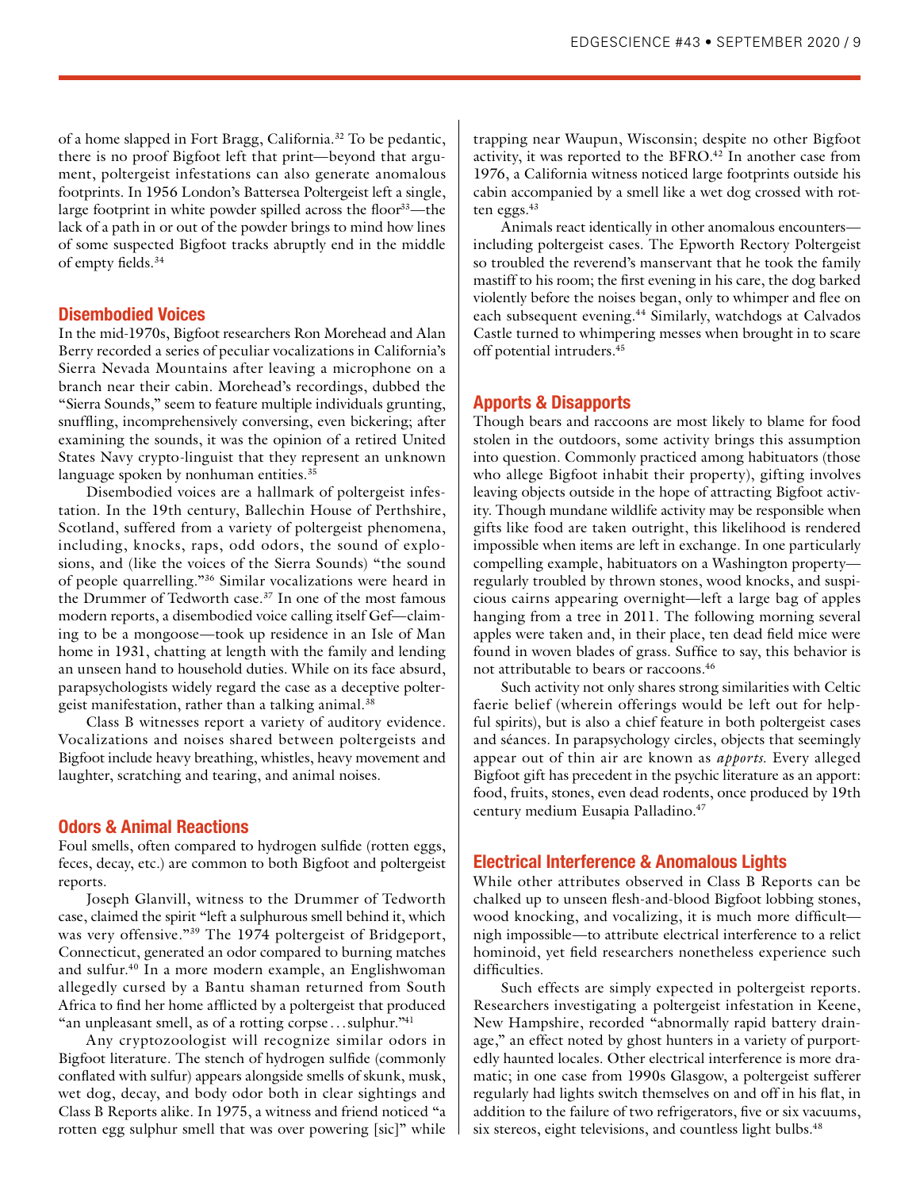of a home slapped in Fort Bragg, California.[32] To be pedantic, there is no proof Bigfoot left that print—beyond that argument, poltergeist infestations can also generate anomalous footprints. In 1956 London's Battersea Poltergeist left a single, large footprint in white powder spilled across the floor[33]—the lack of a path in or out of the powder brings to mind how lines of some suspected Bigfoot tracks abruptly end in the middle of empty fields.[34]

## Disembodied Voices

In the mid-1970s, Bigfoot researchers Ron Morehead and Alan Berry recorded a series of peculiar vocalizations in California's Sierra Nevada Mountains after leaving a microphone on a branch near their cabin. Morehead's recordings, dubbed the "Sierra Sounds," seem to feature multiple individuals grunting, snuffling, incomprehensively conversing, even bickering; after examining the sounds, it was the opinion of a retired United States Navy crypto-linguist that they represent an unknown language spoken by nonhuman entities.[35]

Disembodied voices are a hallmark of poltergeist infestation. In the 19th century, Ballechin House of Perthshire, Scotland, suffered from a variety of poltergeist phenomena, including, knocks, raps, odd odors, the sound of explosions, and (like the voices of the Sierra Sounds) "the sound of people quarrelling."[36] Similar vocalizations were heard in the Drummer of Tedworth case.[37] In one of the most famous modern reports, a disembodied voice calling itself Gef—claiming to be a mongoose—took up residence in an Isle of Man home in 1931, chatting at length with the family and lending an unseen hand to household duties. While on its face absurd, parapsychologists widely regard the case as a deceptive poltergeist manifestation, rather than a talking animal.[38]

Class B witnesses report a variety of auditory evidence. Vocalizations and noises shared between poltergeists and Bigfoot include heavy breathing, whistles, heavy movement and laughter, scratching and tearing, and animal noises.

## Odors & Animal Reactions

Foul smells, often compared to hydrogen sulfide (rotten eggs, feces, decay, etc.) are common to both Bigfoot and poltergeist reports.

Joseph Glanvill, witness to the Drummer of Tedworth case, claimed the spirit "left a sulphurous smell behind it, which was very offensive."[39] The 1974 poltergeist of Bridgeport, Connecticut, generated an odor compared to burning matches and sulfur.[40] In a more modern example, an Englishwoman allegedly cursed by a Bantu shaman returned from South Africa to find her home afflicted by a poltergeist that produced "an unpleasant smell, as of a rotting corpse . . . sulphur."[41]

Any cryptozoologist will recognize similar odors in Bigfoot literature. The stench of hydrogen sulfide (commonly conflated with sulfur) appears alongside smells of skunk, musk, wet dog, decay, and body odor both in clear sightings and Class B Reports alike. In 1975, a witness and friend noticed "a rotten egg sulphur smell that was over powering [sic]" while trapping near Waupun, Wisconsin; despite no other Bigfoot activity, it was reported to the BFRO.[42] In another case from 1976, a California witness noticed large footprints outside his cabin accompanied by a smell like a wet dog crossed with rotten eggs.[43]

Animals react identically in other anomalous encounters—including poltergeist cases. The Epworth Rectory Poltergeist so troubled the reverend's manservant that he took the family mastiff to his room; the first evening in his care, the dog barked violently before the noises began, only to whimper and flee on each subsequent evening.[44] Similarly, watchdogs at Calvados Castle turned to whimpering messes when brought in to scare off potential intruders.[45]

## Apports & Disapports

Though bears and raccoons are most likely to blame for food stolen in the outdoors, some activity brings this assumption into question. Commonly practiced among habituators (those who allege Bigfoot inhabit their property), gifting involves leaving objects outside in the hope of attracting Bigfoot activity. Though mundane wildlife activity may be responsible when gifts like food are taken outright, this likelihood is rendered impossible when items are left in exchange. In one particularly compelling example, habituators on a Washington property—regularly troubled by thrown stones, wood knocks, and suspicious cairns appearing overnight—left a large bag of apples hanging from a tree in 2011. The following morning several apples were taken and, in their place, ten dead field mice were found in woven blades of grass. Suffice to say, this behavior is not attributable to bears or raccoons.[46]

Such activity not only shares strong similarities with Celtic faerie belief (wherein offerings would be left out for helpful spirits), but is also a chief feature in both poltergeist cases and séances. In parapsychology circles, objects that seemingly appear out of thin air are known as *apports.* Every alleged Bigfoot gift has precedent in the psychic literature as an apport: food, fruits, stones, even dead rodents, once produced by 19th century medium Eusapia Palladino.[47]

## Electrical Interference & Anomalous Lights

While other attributes observed in Class B Reports can be chalked up to unseen flesh-and-blood Bigfoot lobbing stones, wood knocking, and vocalizing, it is much more difficult—nigh impossible—to attribute electrical interference to a relict hominoid, yet field researchers nonetheless experience such difficulties.

Such effects are simply expected in poltergeist reports. Researchers investigating a poltergeist infestation in Keene, New Hampshire, recorded "abnormally rapid battery drainage," an effect noted by ghost hunters in a variety of purportedly haunted locales. Other electrical interference is more dramatic; in one case from 1990s Glasgow, a poltergeist sufferer regularly had lights switch themselves on and off in his flat, in addition to the failure of two refrigerators, five or six vacuums, six stereos, eight televisions, and countless light bulbs.[48]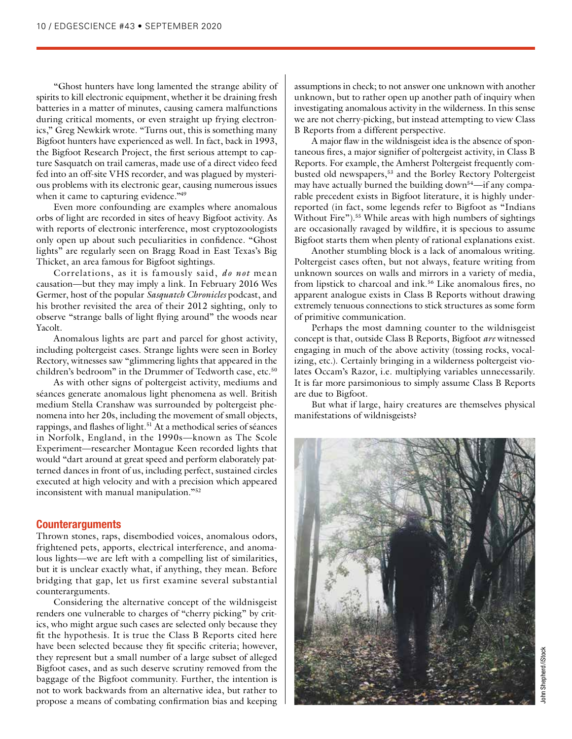"Ghost hunters have long lamented the strange ability of spirits to kill electronic equipment, whether it be draining fresh batteries in a matter of minutes, causing camera malfunctions during critical moments, or even straight up frying electronics," Greg Newkirk wrote. "Turns out, this is something many Bigfoot hunters have experienced as well. In fact, back in 1993, the Bigfoot Research Project, the first serious attempt to capture Sasquatch on trail cameras, made use of a direct video feed fed into an off-site VHS recorder, and was plagued by mysterious problems with its electronic gear, causing numerous issues when it came to capturing evidence."[49]

Even more confounding are examples where anomalous orbs of light are recorded in sites of heavy Bigfoot activity. As with reports of electronic interference, most cryptozoologists only open up about such peculiarities in confidence. "Ghost lights" are regularly seen on Bragg Road in East Texas's Big Thicket, an area famous for Bigfoot sightings.

Correlations, as it is famously said, *do not* mean causation—but they may imply a link. In February 2016 Wes Germer, host of the popular *Sasquatch Chronicles* podcast, and his brother revisited the area of their 2012 sighting, only to observe "strange balls of light flying around" the woods near Yacolt.

Anomalous lights are part and parcel for ghost activity, including poltergeist cases. Strange lights were seen in Borley Rectory, witnesses saw "glimmering lights that appeared in the children's bedroom" in the Drummer of Tedworth case, etc.[50]

As with other signs of poltergeist activity, mediums and séances generate anomalous light phenomena as well. British medium Stella Cranshaw was surrounded by poltergeist phenomena into her 20s, including the movement of small objects, rappings, and flashes of light.[51] At a methodical series of séances in Norfolk, England, in the 1990s—known as The Scole Experiment—researcher Montague Keen recorded lights that would "dart around at great speed and perform elaborately patterned dances in front of us, including perfect, sustained circles executed at high velocity and with a precision which appeared inconsistent with manual manipulation."[52]

## Counterarguments

Thrown stones, raps, disembodied voices, anomalous odors, frightened pets, apports, electrical interference, and anomalous lights—we are left with a compelling list of similarities, but it is unclear exactly what, if anything, they mean. Before bridging that gap, let us first examine several substantial counterarguments.

Considering the alternative concept of the wildnisgeist renders one vulnerable to charges of "cherry picking" by critics, who might argue such cases are selected only because they fit the hypothesis. It is true the Class B Reports cited here have been selected because they fit specific criteria; however, they represent but a small number of a large subset of alleged Bigfoot cases, and as such deserve scrutiny removed from the baggage of the Bigfoot community. Further, the intention is not to work backwards from an alternative idea, but rather to propose a means of combating confirmation bias and keeping assumptions in check; to not answer one unknown with another unknown, but to rather open up another path of inquiry when investigating anomalous activity in the wilderness. In this sense we are not cherry-picking, but instead attempting to view Class B Reports from a different perspective.

A major flaw in the wildnisgeist idea is the absence of spontaneous fires, a major signifier of poltergeist activity, in Class B Reports. For example, the Amherst Poltergeist frequently combusted old newspapers,[53] and the Borley Rectory Poltergeist may have actually burned the building down[54]—if any comparable precedent exists in Bigfoot literature, it is highly underreported (in fact, some legends refer to Bigfoot as "Indians Without Fire").[55] While areas with high numbers of sightings are occasionally ravaged by wildfire, it is specious to assume Bigfoot starts them when plenty of rational explanations exist.

Another stumbling block is a lack of anomalous writing. Poltergeist cases often, but not always, feature writing from unknown sources on walls and mirrors in a variety of media, from lipstick to charcoal and ink.[56] Like anomalous fires, no apparent analogue exists in Class B Reports without drawing extremely tenuous connections to stick structures as some form of primitive communication.

Perhaps the most damning counter to the wildnisgeist concept is that, outside Class B Reports, Bigfoot *are* witnessed engaging in much of the above activity (tossing rocks, vocalizing, etc.). Certainly bringing in a wilderness poltergeist violates Occam's Razor, i.e. multiplying variables unnecessarily. It is far more parsimonious to simply assume Class B Reports are due to Bigfoot.

But what if large, hairy creatures are themselves physical manifestations of wildnisgeists?

John Shepherd/iStock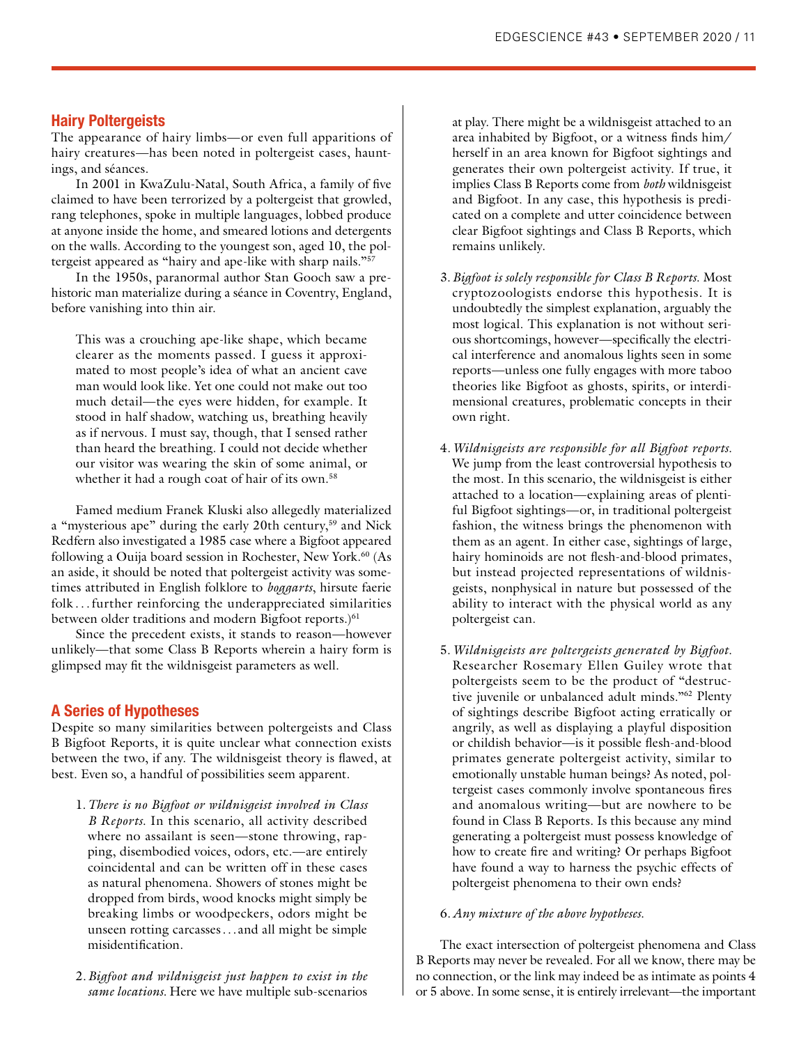## Hairy Poltergeists

The appearance of hairy limbs—or even full apparitions of hairy creatures—has been noted in poltergeist cases, hauntings, and séances.

In 2001 in KwaZulu-Natal, South Africa, a family of five claimed to have been terrorized by a poltergeist that growled, rang telephones, spoke in multiple languages, lobbed produce at anyone inside the home, and smeared lotions and detergents on the walls. According to the youngest son, aged 10, the poltergeist appeared as "hairy and ape-like with sharp nails."[57]

In the 1950s, paranormal author Stan Gooch saw a prehistoric man materialize during a séance in Coventry, England, before vanishing into thin air.

> This was a crouching ape-like shape, which became clearer as the moments passed. I guess it approximated to most people's idea of what an ancient cave man would look like. Yet one could not make out too much detail—the eyes were hidden, for example. It stood in half shadow, watching us, breathing heavily as if nervous. I must say, though, that I sensed rather than heard the breathing. I could not decide whether our visitor was wearing the skin of some animal, or whether it had a rough coat of hair of its own.[58]

Famed medium Franek Kluski also allegedly materialized a "mysterious ape" during the early 20th century,[59] and Nick Redfern also investigated a 1985 case where a Bigfoot appeared following a Ouija board session in Rochester, New York.[60] (As an aside, it should be noted that poltergeist activity was sometimes attributed in English folklore to *boggarts*, hirsute faerie folk . . . further reinforcing the underappreciated similarities between older traditions and modern Bigfoot reports.)[61]

Since the precedent exists, it stands to reason—however unlikely—that some Class B Reports wherein a hairy form is glimpsed may fit the wildnisgeist parameters as well.

## A Series of Hypotheses

Despite so many similarities between poltergeists and Class B Bigfoot Reports, it is quite unclear what connection exists between the two, if any. The wildnisgeist theory is flawed, at best. Even so, a handful of possibilities seem apparent.

1. *There is no Bigfoot or wildnisgeist involved in Class B Reports.* In this scenario, all activity described where no assailant is seen—stone throwing, rapping, disembodied voices, odors, etc.—are entirely coincidental and can be written off in these cases as natural phenomena. Showers of stones might be dropped from birds, wood knocks might simply be breaking limbs or woodpeckers, odors might be unseen rotting carcasses . . . and all might be simple misidentification.

2. *Bigfoot and wildnisgeist just happen to exist in the same locations.* Here we have multiple sub-scenarios at play. There might be a wildnisgeist attached to an area inhabited by Bigfoot, or a witness finds him/herself in an area known for Bigfoot sightings and generates their own poltergeist activity. If true, it implies Class B Reports come from *both* wildnisgeist and Bigfoot. In any case, this hypothesis is predicated on a complete and utter coincidence between clear Bigfoot sightings and Class B Reports, which remains unlikely.

3. *Bigfoot is solely responsible for Class B Reports.* Most cryptozoologists endorse this hypothesis. It is undoubtedly the simplest explanation, arguably the most logical. This explanation is not without serious shortcomings, however—specifically the electrical interference and anomalous lights seen in some reports—unless one fully engages with more taboo theories like Bigfoot as ghosts, spirits, or interdimensional creatures, problematic concepts in their own right.

4. *Wildnisgeists are responsible for all Bigfoot reports.* We jump from the least controversial hypothesis to the most. In this scenario, the wildnisgeist is either attached to a location—explaining areas of plentiful Bigfoot sightings—or, in traditional poltergeist fashion, the witness brings the phenomenon with them as an agent. In either case, sightings of large, hairy hominoids are not flesh-and-blood primates, but instead projected representations of wildnisgeists, nonphysical in nature but possessed of the ability to interact with the physical world as any poltergeist can.

5. *Wildnisgeists are poltergeists generated by Bigfoot.* Researcher Rosemary Ellen Guiley wrote that poltergeists seem to be the product of "destructive juvenile or unbalanced adult minds."[62] Plenty of sightings describe Bigfoot acting erratically or angrily, as well as displaying a playful disposition or childish behavior—is it possible flesh-and-blood primates generate poltergeist activity, similar to emotionally unstable human beings? As noted, poltergeist cases commonly involve spontaneous fires and anomalous writing—but are nowhere to be found in Class B Reports. Is this because any mind generating a poltergeist must possess knowledge of how to create fire and writing? Or perhaps Bigfoot have found a way to harness the psychic effects of poltergeist phenomena to their own ends?

6. *Any mixture of the above hypotheses.*

The exact intersection of poltergeist phenomena and Class B Reports may never be revealed. For all we know, there may be no connection, or the link may indeed be as intimate as points 4 or 5 above. In some sense, it is entirely irrelevant—the important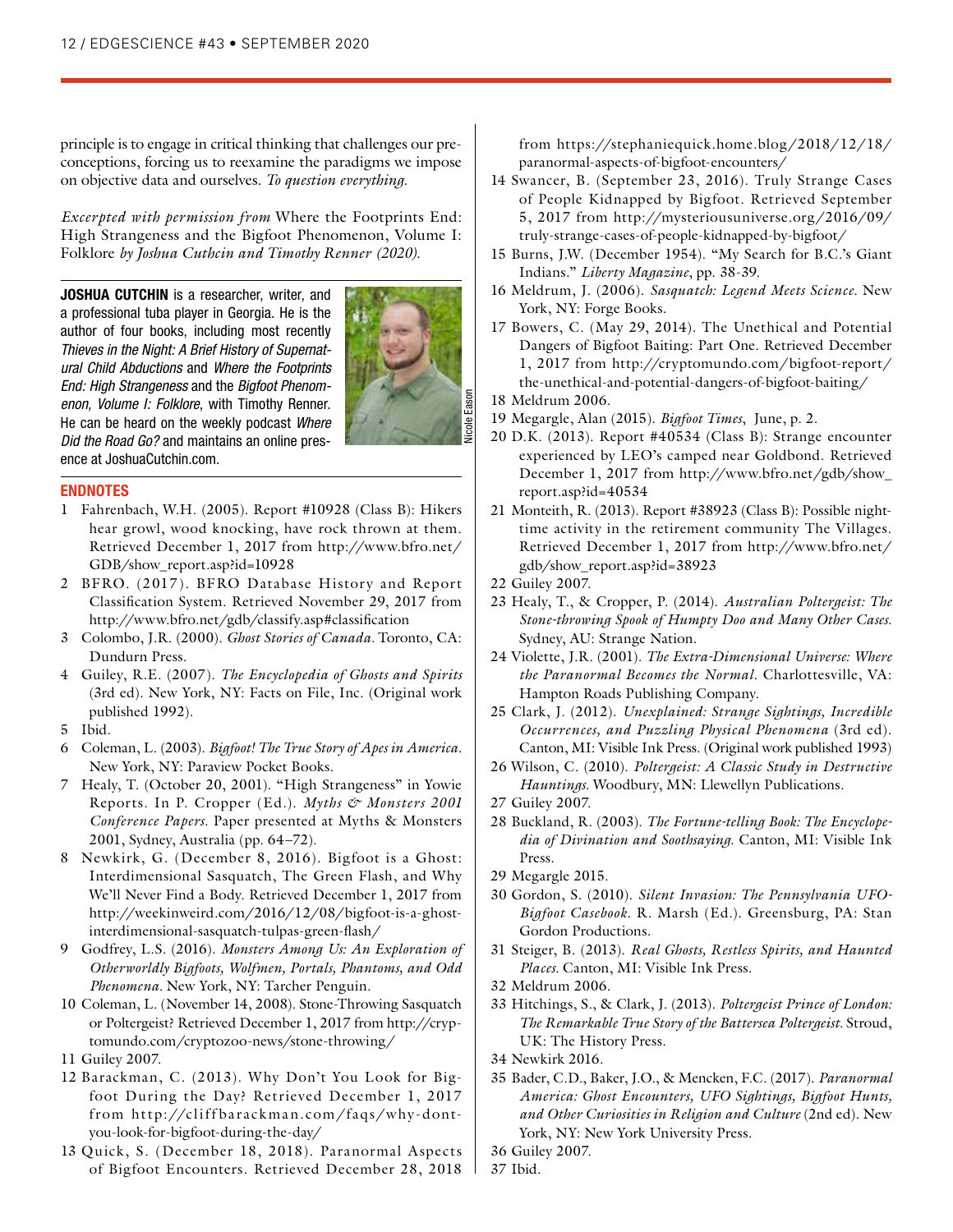principle is to engage in critical thinking that challenges our preconceptions, forcing us to reexamine the paradigms we impose on objective data and ourselves. *To question everything.*

*Excerpted with permission from* Where the Footprints End: High Strangeness and the Bigfoot Phenomenon, Volume I: Folklore *by Joshua Cuthcin and Timothy Renner (2020).*

**JOSHUA CUTCHIN** is a researcher, writer, and a professional tuba player in Georgia. He is the author of four books, including most recently *Thieves in the Night: A Brief History of Supernatural Child Abductions* and *Where the Footprints End: High Strangeness and the Bigfoot Phenomenon, Volume I: Folklore*, with Timothy Renner. He can be heard on the weekly podcast *Where Did the Road Go?* and maintains an online presence at JoshuaCutchin.com.

Nicole Eason

## ENDNOTES

1. Fahrenbach, W.H. (2005). Report #10928 (Class B): Hikers hear growl, wood knocking, have rock thrown at them. Retrieved December 1, 2017 from http://www.bfro.net/GDB/show_report.asp?id=10928
2. BFRO. (2017). BFRO Database History and Report Classification System. Retrieved November 29, 2017 from http://www.bfro.net/gdb/classify.asp#classification
3. Colombo, J.R. (2000). *Ghost Stories of Canada*. Toronto, CA: Dundurn Press.
4. Guiley, R.E. (2007). *The Encyclopedia of Ghosts and Spirits* (3rd ed). New York, NY: Facts on File, Inc. (Original work published 1992).
5. Ibid.
6. Coleman, L. (2003). *Bigfoot! The True Story of Apes in America*. New York, NY: Paraview Pocket Books.
7. Healy, T. (October 20, 2001). "High Strangeness" in Yowie Reports. In P. Cropper (Ed.). *Myths & Monsters 2001 Conference Papers*. Paper presented at Myths & Monsters 2001, Sydney, Australia (pp. 64–72).
8. Newkirk, G. (December 8, 2016). Bigfoot is a Ghost: Interdimensional Sasquatch, The Green Flash, and Why We'll Never Find a Body. Retrieved December 1, 2017 from http://weekinweird.com/2016/12/08/bigfoot-is-a-ghost-interdimensional-sasquatch-tulpas-green-flash/
9. Godfrey, L.S. (2016). *Monsters Among Us: An Exploration of Otherworldly Bigfoots, Wolfmen, Portals, Phantoms, and Odd Phenomena*. New York, NY: Tarcher Penguin.
10. Coleman, L. (November 14, 2008). Stone-Throwing Sasquatch or Poltergeist? Retrieved December 1, 2017 from http://cryptomundo.com/cryptozoo-news/stone-throwing/
11. Guiley 2007.
12. Barackman, C. (2013). Why Don't You Look for Bigfoot During the Day? Retrieved December 1, 2017 from http://cliffbarackman.com/faqs/why-dont-you-look-for-bigfoot-during-the-day/
13. Quick, S. (December 18, 2018). Paranormal Aspects of Bigfoot Encounters. Retrieved December 28, 2018 from https://stephaniequick.home.blog/2018/12/18/paranormal-aspects-of-bigfoot-encounters/
14. Swancer, B. (September 23, 2016). Truly Strange Cases of People Kidnapped by Bigfoot. Retrieved September 5, 2017 from http://mysteriousuniverse.org/2016/09/truly-strange-cases-of-people-kidnapped-by-bigfoot/
15. Burns, J.W. (December 1954). "My Search for B.C.'s Giant Indians." *Liberty Magazine*, pp. 38-39.
16. Meldrum, J. (2006). *Sasquatch: Legend Meets Science*. New York, NY: Forge Books.
17. Bowers, C. (May 29, 2014). The Unethical and Potential Dangers of Bigfoot Baiting: Part One. Retrieved December 1, 2017 from http://cryptomundo.com/bigfoot-report/the-unethical-and-potential-dangers-of-bigfoot-baiting/
18. Meldrum 2006.
19. Megargle, Alan (2015). *Bigfoot Times*, June, p. 2.
20. D.K. (2013). Report #40534 (Class B): Strange encounter experienced by LEO's camped near Goldbond. Retrieved December 1, 2017 from http://www.bfro.net/gdb/show_report.asp?id=40534
21. Monteith, R. (2013). Report #38923 (Class B): Possible nighttime activity in the retirement community The Villages. Retrieved December 1, 2017 from http://www.bfro.net/gdb/show_report.asp?id=38923
22. Guiley 2007.
23. Healy, T., & Cropper, P. (2014). *Australian Poltergeist: The Stone-throwing Spook of Humpty Doo and Many Other Cases*. Sydney, AU: Strange Nation.
24. Violette, J.R. (2001). *The Extra-Dimensional Universe: Where the Paranormal Becomes the Normal*. Charlottesville, VA: Hampton Roads Publishing Company.
25. Clark, J. (2012). *Unexplained: Strange Sightings, Incredible Occurrences, and Puzzling Physical Phenomena* (3rd ed). Canton, MI: Visible Ink Press. (Original work published 1993)
26. Wilson, C. (2010). *Poltergeist: A Classic Study in Destructive Hauntings*. Woodbury, MN: Llewellyn Publications.
27. Guiley 2007.
28. Buckland, R. (2003). *The Fortune-telling Book: The Encyclopedia of Divination and Soothsaying*. Canton, MI: Visible Ink Press.
29. Megargle 2015.
30. Gordon, S. (2010). *Silent Invasion: The Pennsylvania UFO-Bigfoot Casebook*. R. Marsh (Ed.). Greensburg, PA: Stan Gordon Productions.
31. Steiger, B. (2013). *Real Ghosts, Restless Spirits, and Haunted Places*. Canton, MI: Visible Ink Press.
32. Meldrum 2006.
33. Hitchings, S., & Clark, J. (2013). *Poltergeist Prince of London: The Remarkable True Story of the Battersea Poltergeist*. Stroud, UK: The History Press.
34. Newkirk 2016.
35. Bader, C.D., Baker, J.O., & Mencken, F.C. (2017). *Paranormal America: Ghost Encounters, UFO Sightings, Bigfoot Hunts, and Other Curiosities in Religion and Culture* (2nd ed). New York, NY: New York University Press.
36. Guiley 2007.
37. Ibid.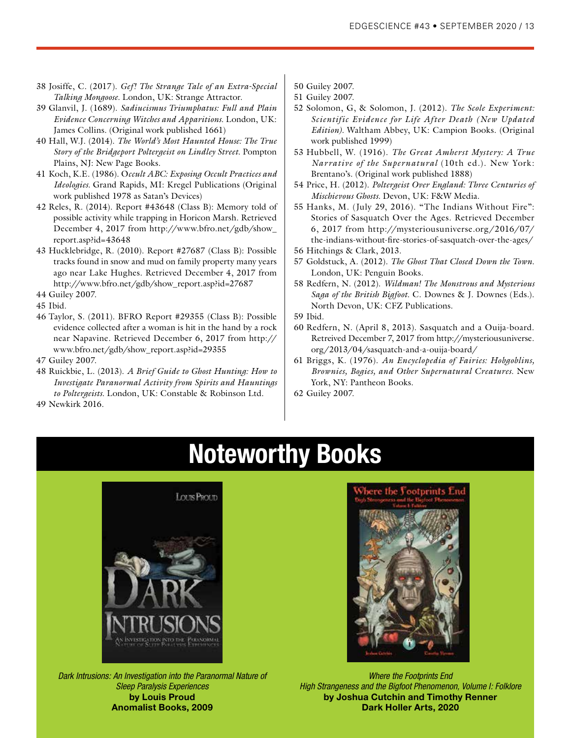38 Josiffe, C. (2017). *Gef! The Strange Tale of an Extra-Special Talking Mongoose*. London, UK: Strange Attractor.

39 Glanvil, J. (1689). *Sadiucismus Triumphatus: Full and Plain Evidence Concerning Witches and Apparitions*. London, UK: James Collins. (Original work published 1661)

40 Hall, W.J. (2014). *The World's Most Haunted House: The True Story of the Bridgeport Poltergeist on Lindley Street*. Pompton Plains, NJ: New Page Books.

41 Koch, K.E. (1986). *Occult ABC: Exposing Occult Practices and Ideologies*. Grand Rapids, MI: Kregel Publications (Original work published 1978 as Satan's Devices)

42 Reles, R. (2014). Report #43648 (Class B): Memory told of possible activity while trapping in Horicon Marsh. Retrieved December 4, 2017 from http://www.bfro.net/gdb/show_report.asp?id=43648

43 Hucklebridge, R. (2010). Report #27687 (Class B): Possible tracks found in snow and mud on family property many years ago near Lake Hughes. Retrieved December 4, 2017 from http://www.bfro.net/gdb/show_report.asp?id=27687

44 Guiley 2007.

45 Ibid.

46 Taylor, S. (2011). BFRO Report #29355 (Class B): Possible evidence collected after a woman is hit in the hand by a rock near Napavine. Retrieved December 6, 2017 from http://www.bfro.net/gdb/show_report.asp?id=29355

47 Guiley 2007.

48 Ruickbie, L. (2013). *A Brief Guide to Ghost Hunting: How to Investigate Paranormal Activity from Spirits and Hauntings to Poltergeists*. London, UK: Constable & Robinson Ltd.

49 Newkirk 2016.

50 Guiley 2007.

51 Guiley 2007.

52 Solomon, G, & Solomon, J. (2012). *The Scole Experiment: Scientific Evidence for Life After Death (New Updated Edition)*. Waltham Abbey, UK: Campion Books. (Original work published 1999)

53 Hubbell, W. (1916). *The Great Amherst Mystery: A True Narrative of the Supernatural* (10th ed.). New York: Brentano's. (Original work published 1888)

54 Price, H. (2012). *Poltergeist Over England: Three Centuries of Mischievous Ghosts*. Devon, UK: F&W Media.

55 Hanks, M. (July 29, 2016). "The Indians Without Fire": Stories of Sasquatch Over the Ages. Retrieved December 6, 2017 from http://mysteriousuniverse.org/2016/07/the-indians-without-fire-stories-of-sasquatch-over-the-ages/

56 Hitchings & Clark, 2013.

57 Goldstuck, A. (2012). *The Ghost That Closed Down the Town*. London, UK: Penguin Books.

58 Redfern, N. (2012). *Wildman! The Monstrous and Mysterious Saga of the British Bigfoot*. C. Downes & J. Downes (Eds.). North Devon, UK: CFZ Publications.

59 Ibid.

60 Redfern, N. (April 8, 2013). Sasquatch and a Ouija-board. Retreived December 7, 2017 from http://mysteriousuniverse.org/2013/04/sasquatch-and-a-ouija-board/

61 Briggs, K. (1976). *An Encyclopedia of Fairies: Hobgoblins, Brownies, Bogies, and Other Supernatural Creatures*. New York, NY: Pantheon Books.

62 Guiley 2007.

# Noteworthy Books

*Dark Intrusions: An Investigation into the Paranormal Nature of Sleep Paralysis Experiences*
**by Louis Proud**
**Anomalist Books, 2009**

*Where the Footprints End*
*High Strangeness and the Bigfoot Phenomenon, Volume I: Folklore*
**by Joshua Cutchin and Timothy Renner**
**Dark Holler Arts, 2020**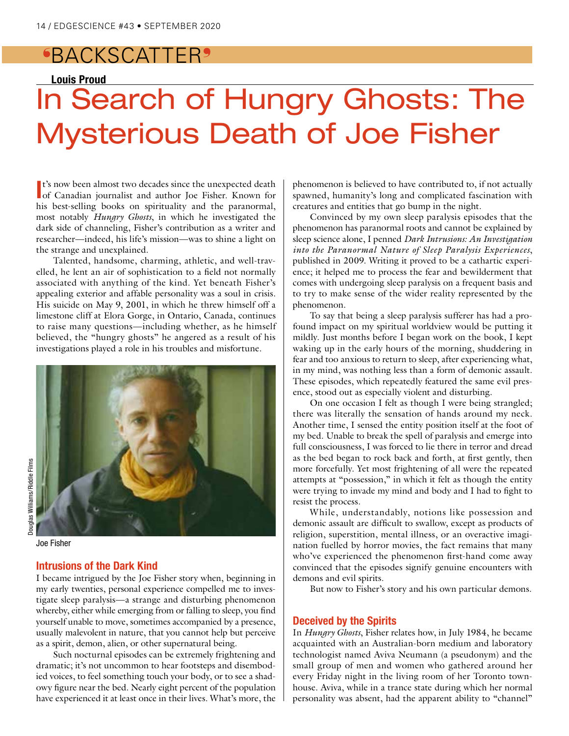# 'BACKSCATTER'

**Louis Proud**

# In Search of Hungry Ghosts: The Mysterious Death of Joe Fisher

It's now been almost two decades since the unexpected death of Canadian journalist and author Joe Fisher. Known for his best-selling books on spirituality and the paranormal, most notably *Hungry Ghosts*, in which he investigated the dark side of channeling, Fisher's contribution as a writer and researcher—indeed, his life's mission—was to shine a light on the strange and unexplained.

Talented, handsome, charming, athletic, and well-travelled, he lent an air of sophistication to a field not normally associated with anything of the kind. Yet beneath Fisher's appealing exterior and affable personality was a soul in crisis. His suicide on May 9, 2001, in which he threw himself off a limestone cliff at Elora Gorge, in Ontario, Canada, continues to raise many questions—including whether, as he himself believed, the "hungry ghosts" he angered as a result of his investigations played a role in his troubles and misfortune.

Douglas Williams/Riddle Films

Joe Fisher

## Intrusions of the Dark Kind

I became intrigued by the Joe Fisher story when, beginning in my early twenties, personal experience compelled me to investigate sleep paralysis—a strange and disturbing phenomenon whereby, either while emerging from or falling to sleep, you find yourself unable to move, sometimes accompanied by a presence, usually malevolent in nature, that you cannot help but perceive as a spirit, demon, alien, or other supernatural being.

Such nocturnal episodes can be extremely frightening and dramatic; it's not uncommon to hear footsteps and disembodied voices, to feel something touch your body, or to see a shadowy figure near the bed. Nearly eight percent of the population have experienced it at least once in their lives. What's more, the phenomenon is believed to have contributed to, if not actually spawned, humanity's long and complicated fascination with creatures and entities that go bump in the night.

Convinced by my own sleep paralysis episodes that the phenomenon has paranormal roots and cannot be explained by sleep science alone, I penned *Dark Intrusions: An Investigation into the Paranormal Nature of Sleep Paralysis Experiences*, published in 2009. Writing it proved to be a cathartic experience; it helped me to process the fear and bewilderment that comes with undergoing sleep paralysis on a frequent basis and to try to make sense of the wider reality represented by the phenomenon.

To say that being a sleep paralysis sufferer has had a profound impact on my spiritual worldview would be putting it mildly. Just months before I began work on the book, I kept waking up in the early hours of the morning, shuddering in fear and too anxious to return to sleep, after experiencing what, in my mind, was nothing less than a form of demonic assault. These episodes, which repeatedly featured the same evil presence, stood out as especially violent and disturbing.

On one occasion I felt as though I were being strangled; there was literally the sensation of hands around my neck. Another time, I sensed the entity position itself at the foot of my bed. Unable to break the spell of paralysis and emerge into full consciousness, I was forced to lie there in terror and dread as the bed began to rock back and forth, at first gently, then more forcefully. Yet most frightening of all were the repeated attempts at "possession," in which it felt as though the entity were trying to invade my mind and body and I had to fight to resist the process.

While, understandably, notions like possession and demonic assault are difficult to swallow, except as products of religion, superstition, mental illness, or an overactive imagination fuelled by horror movies, the fact remains that many who've experienced the phenomenon first-hand come away convinced that the episodes signify genuine encounters with demons and evil spirits.

But now to Fisher's story and his own particular demons.

## Deceived by the Spirits

In *Hungry Ghosts*, Fisher relates how, in July 1984, he became acquainted with an Australian-born medium and laboratory technologist named Aviva Neumann (a pseudonym) and the small group of men and women who gathered around her every Friday night in the living room of her Toronto townhouse. Aviva, while in a trance state during which her normal personality was absent, had the apparent ability to "channel"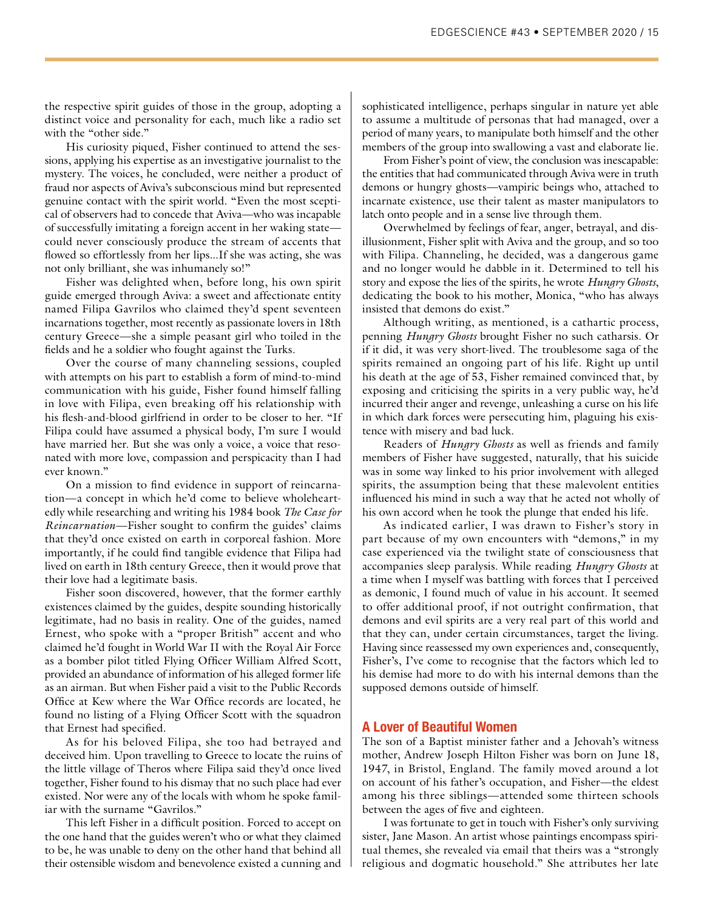the respective spirit guides of those in the group, adopting a distinct voice and personality for each, much like a radio set with the "other side."

His curiosity piqued, Fisher continued to attend the sessions, applying his expertise as an investigative journalist to the mystery. The voices, he concluded, were neither a product of fraud nor aspects of Aviva's subconscious mind but represented genuine contact with the spirit world. "Even the most sceptical of observers had to concede that Aviva—who was incapable of successfully imitating a foreign accent in her waking state—could never consciously produce the stream of accents that flowed so effortlessly from her lips...If she was acting, she was not only brilliant, she was inhumanely so!"

Fisher was delighted when, before long, his own spirit guide emerged through Aviva: a sweet and affectionate entity named Filipa Gavrilos who claimed they'd spent seventeen incarnations together, most recently as passionate lovers in 18th century Greece—she a simple peasant girl who toiled in the fields and he a soldier who fought against the Turks.

Over the course of many channeling sessions, coupled with attempts on his part to establish a form of mind-to-mind communication with his guide, Fisher found himself falling in love with Filipa, even breaking off his relationship with his flesh-and-blood girlfriend in order to be closer to her. "If Filipa could have assumed a physical body, I'm sure I would have married her. But she was only a voice, a voice that resonated with more love, compassion and perspicacity than I had ever known."

On a mission to find evidence in support of reincarnation—a concept in which he'd come to believe wholeheartedly while researching and writing his 1984 book *The Case for Reincarnation*—Fisher sought to confirm the guides' claims that they'd once existed on earth in corporeal fashion. More importantly, if he could find tangible evidence that Filipa had lived on earth in 18th century Greece, then it would prove that their love had a legitimate basis.

Fisher soon discovered, however, that the former earthly existences claimed by the guides, despite sounding historically legitimate, had no basis in reality. One of the guides, named Ernest, who spoke with a "proper British" accent and who claimed he'd fought in World War II with the Royal Air Force as a bomber pilot titled Flying Officer William Alfred Scott, provided an abundance of information of his alleged former life as an airman. But when Fisher paid a visit to the Public Records Office at Kew where the War Office records are located, he found no listing of a Flying Officer Scott with the squadron that Ernest had specified.

As for his beloved Filipa, she too had betrayed and deceived him. Upon travelling to Greece to locate the ruins of the little village of Theros where Filipa said they'd once lived together, Fisher found to his dismay that no such place had ever existed. Nor were any of the locals with whom he spoke familiar with the surname "Gavrilos."

This left Fisher in a difficult position. Forced to accept on the one hand that the guides weren't who or what they claimed to be, he was unable to deny on the other hand that behind all their ostensible wisdom and benevolence existed a cunning and sophisticated intelligence, perhaps singular in nature yet able to assume a multitude of personas that had managed, over a period of many years, to manipulate both himself and the other members of the group into swallowing a vast and elaborate lie.

From Fisher's point of view, the conclusion was inescapable: the entities that had communicated through Aviva were in truth demons or hungry ghosts—vampiric beings who, attached to incarnate existence, use their talent as master manipulators to latch onto people and in a sense live through them.

Overwhelmed by feelings of fear, anger, betrayal, and disillusionment, Fisher split with Aviva and the group, and so too with Filipa. Channeling, he decided, was a dangerous game and no longer would he dabble in it. Determined to tell his story and expose the lies of the spirits, he wrote *Hungry Ghosts*, dedicating the book to his mother, Monica, "who has always insisted that demons do exist."

Although writing, as mentioned, is a cathartic process, penning *Hungry Ghosts* brought Fisher no such catharsis. Or if it did, it was very short-lived. The troublesome saga of the spirits remained an ongoing part of his life. Right up until his death at the age of 53, Fisher remained convinced that, by exposing and criticising the spirits in a very public way, he'd incurred their anger and revenge, unleashing a curse on his life in which dark forces were persecuting him, plaguing his existence with misery and bad luck.

Readers of *Hungry Ghosts* as well as friends and family members of Fisher have suggested, naturally, that his suicide was in some way linked to his prior involvement with alleged spirits, the assumption being that these malevolent entities influenced his mind in such a way that he acted not wholly of his own accord when he took the plunge that ended his life.

As indicated earlier, I was drawn to Fisher's story in part because of my own encounters with "demons," in my case experienced via the twilight state of consciousness that accompanies sleep paralysis. While reading *Hungry Ghosts* at a time when I myself was battling with forces that I perceived as demonic, I found much of value in his account. It seemed to offer additional proof, if not outright confirmation, that demons and evil spirits are a very real part of this world and that they can, under certain circumstances, target the living. Having since reassessed my own experiences and, consequently, Fisher's, I've come to recognise that the factors which led to his demise had more to do with his internal demons than the supposed demons outside of himself.

## A Lover of Beautiful Women

The son of a Baptist minister father and a Jehovah's witness mother, Andrew Joseph Hilton Fisher was born on June 18, 1947, in Bristol, England. The family moved around a lot on account of his father's occupation, and Fisher—the eldest among his three siblings—attended some thirteen schools between the ages of five and eighteen.

I was fortunate to get in touch with Fisher's only surviving sister, Jane Mason. An artist whose paintings encompass spiritual themes, she revealed via email that theirs was a "strongly religious and dogmatic household." She attributes her late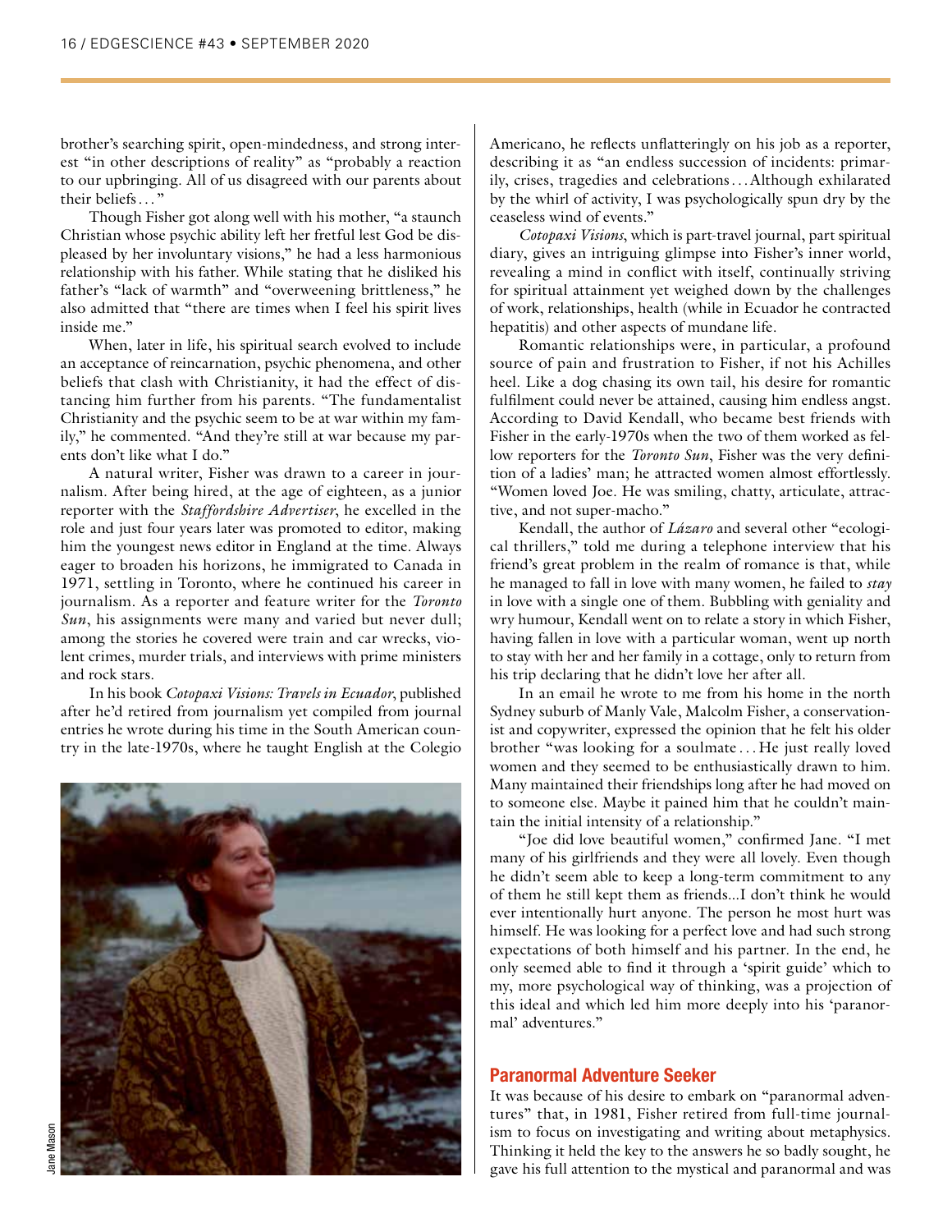brother's searching spirit, open-mindedness, and strong interest "in other descriptions of reality" as "probably a reaction to our upbringing. All of us disagreed with our parents about their beliefs…"

Though Fisher got along well with his mother, "a staunch Christian whose psychic ability left her fretful lest God be displeased by her involuntary visions," he had a less harmonious relationship with his father. While stating that he disliked his father's "lack of warmth" and "overweening brittleness," he also admitted that "there are times when I feel his spirit lives inside me."

When, later in life, his spiritual search evolved to include an acceptance of reincarnation, psychic phenomena, and other beliefs that clash with Christianity, it had the effect of distancing him further from his parents. "The fundamentalist Christianity and the psychic seem to be at war within my family," he commented. "And they're still at war because my parents don't like what I do."

A natural writer, Fisher was drawn to a career in journalism. After being hired, at the age of eighteen, as a junior reporter with the *Staffordshire Advertiser*, he excelled in the role and just four years later was promoted to editor, making him the youngest news editor in England at the time. Always eager to broaden his horizons, he immigrated to Canada in 1971, settling in Toronto, where he continued his career in journalism. As a reporter and feature writer for the *Toronto Sun*, his assignments were many and varied but never dull; among the stories he covered were train and car wrecks, violent crimes, murder trials, and interviews with prime ministers and rock stars.

In his book *Cotopaxi Visions: Travels in Ecuador*, published after he'd retired from journalism yet compiled from journal entries he wrote during his time in the South American country in the late-1970s, where he taught English at the Colegio Americano, he reflects unflatteringly on his job as a reporter, describing it as "an endless succession of incidents: primarily, crises, tragedies and celebrations…Although exhilarated by the whirl of activity, I was psychologically spun dry by the ceaseless wind of events."

Jane Mason

*Cotopaxi Visions*, which is part-travel journal, part spiritual diary, gives an intriguing glimpse into Fisher's inner world, revealing a mind in conflict with itself, continually striving for spiritual attainment yet weighed down by the challenges of work, relationships, health (while in Ecuador he contracted hepatitis) and other aspects of mundane life.

Romantic relationships were, in particular, a profound source of pain and frustration to Fisher, if not his Achilles heel. Like a dog chasing its own tail, his desire for romantic fulfilment could never be attained, causing him endless angst. According to David Kendall, who became best friends with Fisher in the early-1970s when the two of them worked as fellow reporters for the *Toronto Sun*, Fisher was the very definition of a ladies' man; he attracted women almost effortlessly. "Women loved Joe. He was smiling, chatty, articulate, attractive, and not super-macho."

Kendall, the author of *Lázaro* and several other "ecological thrillers," told me during a telephone interview that his friend's great problem in the realm of romance is that, while he managed to fall in love with many women, he failed to *stay* in love with a single one of them. Bubbling with geniality and wry humour, Kendall went on to relate a story in which Fisher, having fallen in love with a particular woman, went up north to stay with her and her family in a cottage, only to return from his trip declaring that he didn't love her after all.

In an email he wrote to me from his home in the north Sydney suburb of Manly Vale, Malcolm Fisher, a conservationist and copywriter, expressed the opinion that he felt his older brother "was looking for a soulmate…He just really loved women and they seemed to be enthusiastically drawn to him. Many maintained their friendships long after he had moved on to someone else. Maybe it pained him that he couldn't maintain the initial intensity of a relationship."

"Joe did love beautiful women," confirmed Jane. "I met many of his girlfriends and they were all lovely. Even though he didn't seem able to keep a long-term commitment to any of them he still kept them as friends...I don't think he would ever intentionally hurt anyone. The person he most hurt was himself. He was looking for a perfect love and had such strong expectations of both himself and his partner. In the end, he only seemed able to find it through a 'spirit guide' which to my, more psychological way of thinking, was a projection of this ideal and which led him more deeply into his 'paranormal' adventures."

## Paranormal Adventure Seeker

It was because of his desire to embark on "paranormal adventures" that, in 1981, Fisher retired from full-time journalism to focus on investigating and writing about metaphysics. Thinking it held the key to the answers he so badly sought, he gave his full attention to the mystical and paranormal and was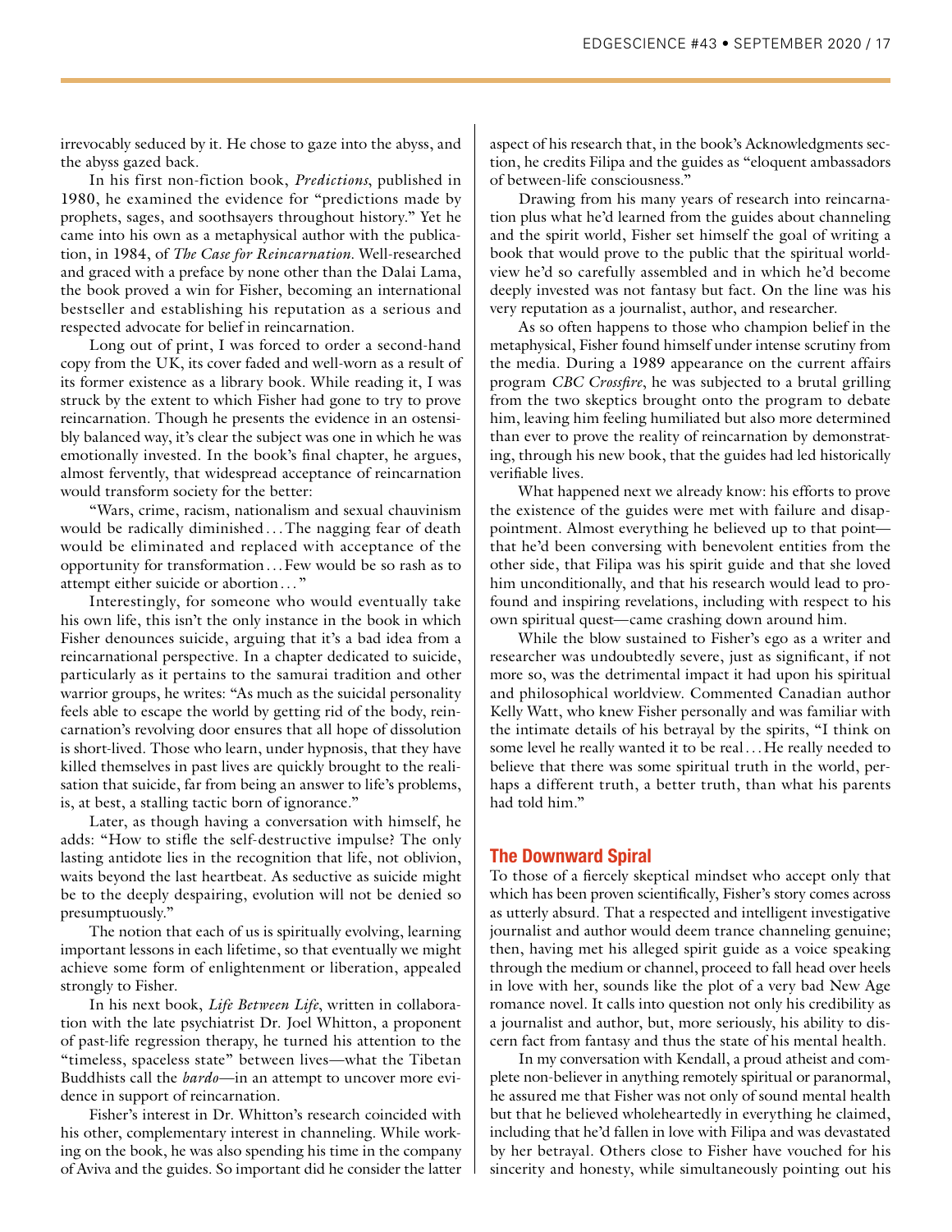irrevocably seduced by it. He chose to gaze into the abyss, and the abyss gazed back.

In his first non-fiction book, *Predictions*, published in 1980, he examined the evidence for "predictions made by prophets, sages, and soothsayers throughout history." Yet he came into his own as a metaphysical author with the publication, in 1984, of *The Case for Reincarnation*. Well-researched and graced with a preface by none other than the Dalai Lama, the book proved a win for Fisher, becoming an international bestseller and establishing his reputation as a serious and respected advocate for belief in reincarnation.

Long out of print, I was forced to order a second-hand copy from the UK, its cover faded and well-worn as a result of its former existence as a library book. While reading it, I was struck by the extent to which Fisher had gone to try to prove reincarnation. Though he presents the evidence in an ostensibly balanced way, it's clear the subject was one in which he was emotionally invested. In the book's final chapter, he argues, almost fervently, that widespread acceptance of reincarnation would transform society for the better:

"Wars, crime, racism, nationalism and sexual chauvinism would be radically diminished . . . The nagging fear of death would be eliminated and replaced with acceptance of the opportunity for transformation . . . Few would be so rash as to attempt either suicide or abortion . . . "

Interestingly, for someone who would eventually take his own life, this isn't the only instance in the book in which Fisher denounces suicide, arguing that it's a bad idea from a reincarnational perspective. In a chapter dedicated to suicide, particularly as it pertains to the samurai tradition and other warrior groups, he writes: "As much as the suicidal personality feels able to escape the world by getting rid of the body, reincarnation's revolving door ensures that all hope of dissolution is short-lived. Those who learn, under hypnosis, that they have killed themselves in past lives are quickly brought to the realisation that suicide, far from being an answer to life's problems, is, at best, a stalling tactic born of ignorance."

Later, as though having a conversation with himself, he adds: "How to stifle the self-destructive impulse? The only lasting antidote lies in the recognition that life, not oblivion, waits beyond the last heartbeat. As seductive as suicide might be to the deeply despairing, evolution will not be denied so presumptuously."

The notion that each of us is spiritually evolving, learning important lessons in each lifetime, so that eventually we might achieve some form of enlightenment or liberation, appealed strongly to Fisher.

In his next book, *Life Between Life*, written in collaboration with the late psychiatrist Dr. Joel Whitton, a proponent of past-life regression therapy, he turned his attention to the "timeless, spaceless state" between lives—what the Tibetan Buddhists call the *bardo*—in an attempt to uncover more evidence in support of reincarnation.

Fisher's interest in Dr. Whitton's research coincided with his other, complementary interest in channeling. While working on the book, he was also spending his time in the company of Aviva and the guides. So important did he consider the latter aspect of his research that, in the book's Acknowledgments section, he credits Filipa and the guides as "eloquent ambassadors of between-life consciousness."

Drawing from his many years of research into reincarnation plus what he'd learned from the guides about channeling and the spirit world, Fisher set himself the goal of writing a book that would prove to the public that the spiritual worldview he'd so carefully assembled and in which he'd become deeply invested was not fantasy but fact. On the line was his very reputation as a journalist, author, and researcher.

As so often happens to those who champion belief in the metaphysical, Fisher found himself under intense scrutiny from the media. During a 1989 appearance on the current affairs program *CBC Crossfire*, he was subjected to a brutal grilling from the two skeptics brought onto the program to debate him, leaving him feeling humiliated but also more determined than ever to prove the reality of reincarnation by demonstrating, through his new book, that the guides had led historically verifiable lives.

What happened next we already know: his efforts to prove the existence of the guides were met with failure and disappointment. Almost everything he believed up to that point—that he'd been conversing with benevolent entities from the other side, that Filipa was his spirit guide and that she loved him unconditionally, and that his research would lead to profound and inspiring revelations, including with respect to his own spiritual quest—came crashing down around him.

While the blow sustained to Fisher's ego as a writer and researcher was undoubtedly severe, just as significant, if not more so, was the detrimental impact it had upon his spiritual and philosophical worldview. Commented Canadian author Kelly Watt, who knew Fisher personally and was familiar with the intimate details of his betrayal by the spirits, "I think on some level he really wanted it to be real . . . He really needed to believe that there was some spiritual truth in the world, perhaps a different truth, a better truth, than what his parents had told him."

## The Downward Spiral

To those of a fiercely skeptical mindset who accept only that which has been proven scientifically, Fisher's story comes across as utterly absurd. That a respected and intelligent investigative journalist and author would deem trance channeling genuine; then, having met his alleged spirit guide as a voice speaking through the medium or channel, proceed to fall head over heels in love with her, sounds like the plot of a very bad New Age romance novel. It calls into question not only his credibility as a journalist and author, but, more seriously, his ability to discern fact from fantasy and thus the state of his mental health.

In my conversation with Kendall, a proud atheist and complete non-believer in anything remotely spiritual or paranormal, he assured me that Fisher was not only of sound mental health but that he believed wholeheartedly in everything he claimed, including that he'd fallen in love with Filipa and was devastated by her betrayal. Others close to Fisher have vouched for his sincerity and honesty, while simultaneously pointing out his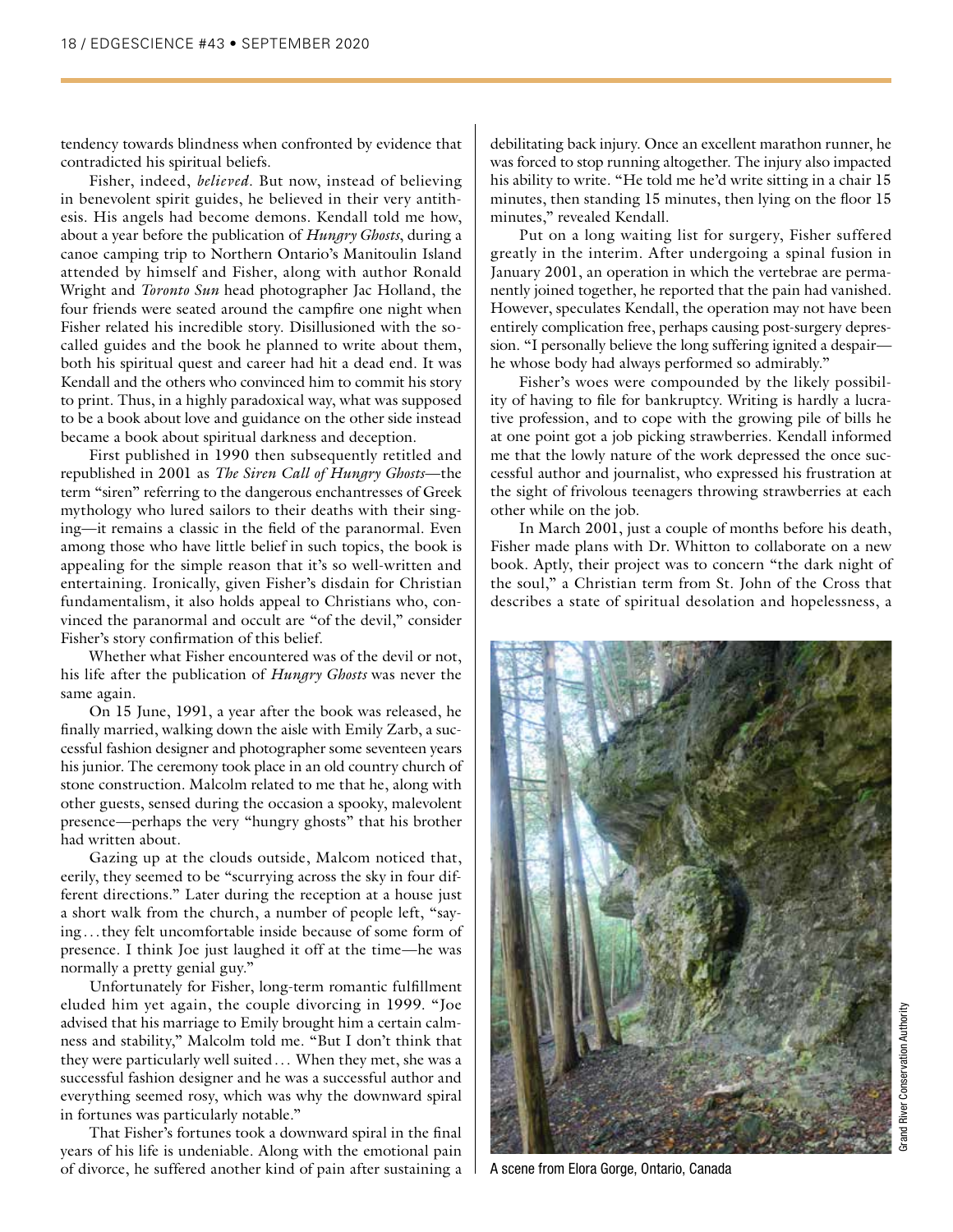tendency towards blindness when confronted by evidence that contradicted his spiritual beliefs.

Fisher, indeed, *believed*. But now, instead of believing in benevolent spirit guides, he believed in their very antithesis. His angels had become demons. Kendall told me how, about a year before the publication of *Hungry Ghosts*, during a canoe camping trip to Northern Ontario's Manitoulin Island attended by himself and Fisher, along with author Ronald Wright and *Toronto Sun* head photographer Jac Holland, the four friends were seated around the campfire one night when Fisher related his incredible story. Disillusioned with the so-called guides and the book he planned to write about them, both his spiritual quest and career had hit a dead end. It was Kendall and the others who convinced him to commit his story to print. Thus, in a highly paradoxical way, what was supposed to be a book about love and guidance on the other side instead became a book about spiritual darkness and deception.

First published in 1990 then subsequently retitled and republished in 2001 as *The Siren Call of Hungry Ghosts*—the term "siren" referring to the dangerous enchantresses of Greek mythology who lured sailors to their deaths with their singing—it remains a classic in the field of the paranormal. Even among those who have little belief in such topics, the book is appealing for the simple reason that it's so well-written and entertaining. Ironically, given Fisher's disdain for Christian fundamentalism, it also holds appeal to Christians who, convinced the paranormal and occult are "of the devil," consider Fisher's story confirmation of this belief.

Whether what Fisher encountered was of the devil or not, his life after the publication of *Hungry Ghosts* was never the same again.

On 15 June, 1991, a year after the book was released, he finally married, walking down the aisle with Emily Zarb, a successful fashion designer and photographer some seventeen years his junior. The ceremony took place in an old country church of stone construction. Malcolm related to me that he, along with other guests, sensed during the occasion a spooky, malevolent presence—perhaps the very "hungry ghosts" that his brother had written about.

Gazing up at the clouds outside, Malcom noticed that, eerily, they seemed to be "scurrying across the sky in four different directions." Later during the reception at a house just a short walk from the church, a number of people left, "saying…they felt uncomfortable inside because of some form of presence. I think Joe just laughed it off at the time—he was normally a pretty genial guy."

Unfortunately for Fisher, long-term romantic fulfillment eluded him yet again, the couple divorcing in 1999. "Joe advised that his marriage to Emily brought him a certain calmness and stability," Malcolm told me. "But I don't think that they were particularly well suited… When they met, she was a successful fashion designer and he was a successful author and everything seemed rosy, which was why the downward spiral in fortunes was particularly notable."

That Fisher's fortunes took a downward spiral in the final years of his life is undeniable. Along with the emotional pain of divorce, he suffered another kind of pain after sustaining a debilitating back injury. Once an excellent marathon runner, he was forced to stop running altogether. The injury also impacted his ability to write. "He told me he'd write sitting in a chair 15 minutes, then standing 15 minutes, then lying on the floor 15 minutes," revealed Kendall.

Put on a long waiting list for surgery, Fisher suffered greatly in the interim. After undergoing a spinal fusion in January 2001, an operation in which the vertebrae are permanently joined together, he reported that the pain had vanished. However, speculates Kendall, the operation may not have been entirely complication free, perhaps causing post-surgery depression. "I personally believe the long suffering ignited a despair—he whose body had always performed so admirably."

Fisher's woes were compounded by the likely possibility of having to file for bankruptcy. Writing is hardly a lucrative profession, and to cope with the growing pile of bills he at one point got a job picking strawberries. Kendall informed me that the lowly nature of the work depressed the once successful author and journalist, who expressed his frustration at the sight of frivolous teenagers throwing strawberries at each other while on the job.

In March 2001, just a couple of months before his death, Fisher made plans with Dr. Whitton to collaborate on a new book. Aptly, their project was to concern "the dark night of the soul," a Christian term from St. John of the Cross that describes a state of spiritual desolation and hopelessness, a

A scene from Elora Gorge, Ontario, Canada

Grand River Conservation Authority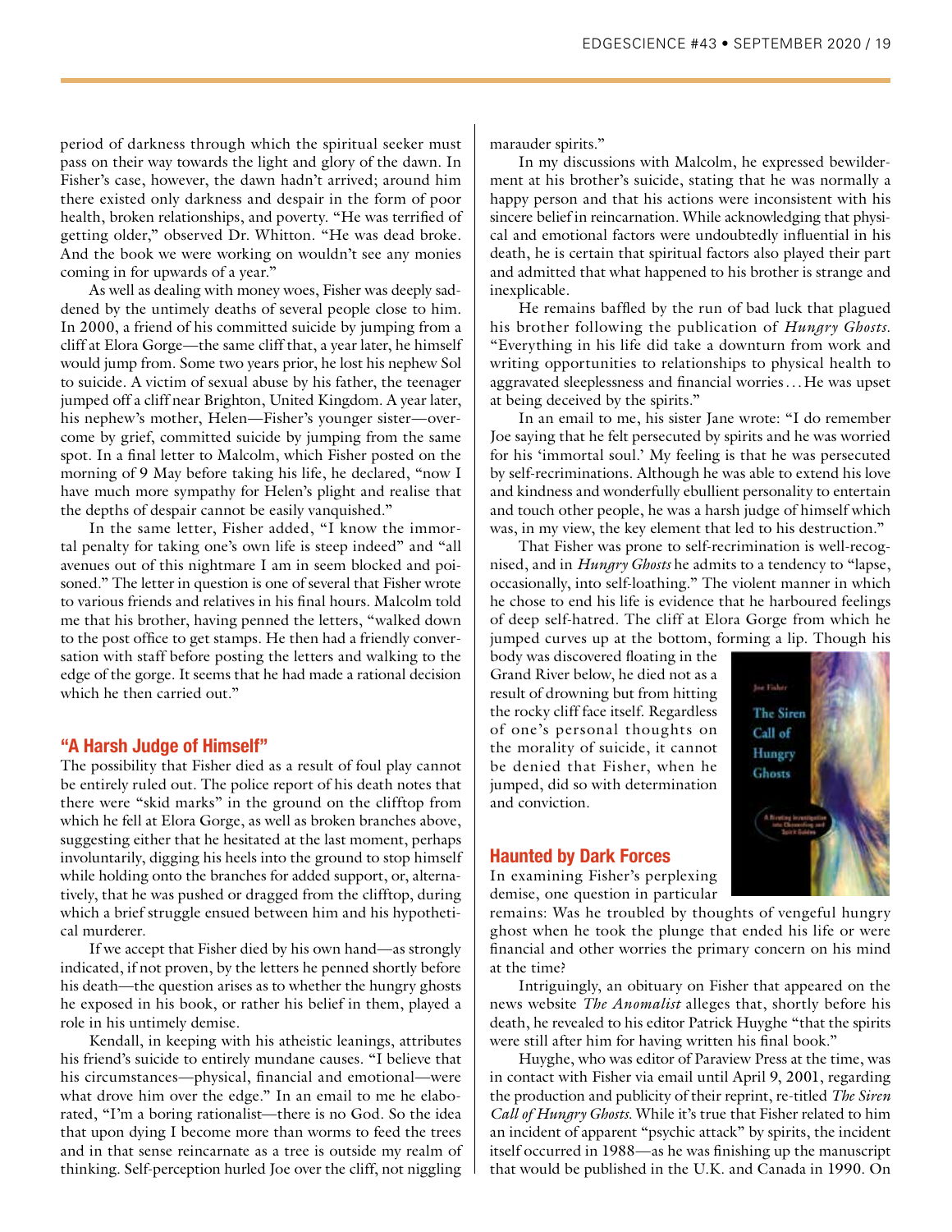period of darkness through which the spiritual seeker must pass on their way towards the light and glory of the dawn. In Fisher's case, however, the dawn hadn't arrived; around him there existed only darkness and despair in the form of poor health, broken relationships, and poverty. "He was terrified of getting older," observed Dr. Whitton. "He was dead broke. And the book we were working on wouldn't see any monies coming in for upwards of a year."

As well as dealing with money woes, Fisher was deeply saddened by the untimely deaths of several people close to him. In 2000, a friend of his committed suicide by jumping from a cliff at Elora Gorge—the same cliff that, a year later, he himself would jump from. Some two years prior, he lost his nephew Sol to suicide. A victim of sexual abuse by his father, the teenager jumped off a cliff near Brighton, United Kingdom. A year later, his nephew's mother, Helen—Fisher's younger sister—overcome by grief, committed suicide by jumping from the same spot. In a final letter to Malcolm, which Fisher posted on the morning of 9 May before taking his life, he declared, "now I have much more sympathy for Helen's plight and realise that the depths of despair cannot be easily vanquished."

In the same letter, Fisher added, "I know the immortal penalty for taking one's own life is steep indeed" and "all avenues out of this nightmare I am in seem blocked and poisoned." The letter in question is one of several that Fisher wrote to various friends and relatives in his final hours. Malcolm told me that his brother, having penned the letters, "walked down to the post office to get stamps. He then had a friendly conversation with staff before posting the letters and walking to the edge of the gorge. It seems that he had made a rational decision which he then carried out."

## "A Harsh Judge of Himself"

The possibility that Fisher died as a result of foul play cannot be entirely ruled out. The police report of his death notes that there were "skid marks" in the ground on the clifftop from which he fell at Elora Gorge, as well as broken branches above, suggesting either that he hesitated at the last moment, perhaps involuntarily, digging his heels into the ground to stop himself while holding onto the branches for added support, or, alternatively, that he was pushed or dragged from the clifftop, during which a brief struggle ensued between him and his hypothetical murderer.

If we accept that Fisher died by his own hand—as strongly indicated, if not proven, by the letters he penned shortly before his death—the question arises as to whether the hungry ghosts he exposed in his book, or rather his belief in them, played a role in his untimely demise.

Kendall, in keeping with his atheistic leanings, attributes his friend's suicide to entirely mundane causes. "I believe that his circumstances—physical, financial and emotional—were what drove him over the edge." In an email to me he elaborated, "I'm a boring rationalist—there is no God. So the idea that upon dying I become more than worms to feed the trees and in that sense reincarnate as a tree is outside my realm of thinking. Self-perception hurled Joe over the cliff, not niggling marauder spirits."

In my discussions with Malcolm, he expressed bewilderment at his brother's suicide, stating that he was normally a happy person and that his actions were inconsistent with his sincere belief in reincarnation. While acknowledging that physical and emotional factors were undoubtedly influential in his death, he is certain that spiritual factors also played their part and admitted that what happened to his brother is strange and inexplicable.

He remains baffled by the run of bad luck that plagued his brother following the publication of *Hungry Ghosts.* "Everything in his life did take a downturn from work and writing opportunities to relationships to physical health to aggravated sleeplessness and financial worries…He was upset at being deceived by the spirits."

In an email to me, his sister Jane wrote: "I do remember Joe saying that he felt persecuted by spirits and he was worried for his 'immortal soul.' My feeling is that he was persecuted by self-recriminations. Although he was able to extend his love and kindness and wonderfully ebullient personality to entertain and touch other people, he was a harsh judge of himself which was, in my view, the key element that led to his destruction."

That Fisher was prone to self-recrimination is well-recognised, and in *Hungry Ghosts* he admits to a tendency to "lapse, occasionally, into self-loathing." The violent manner in which he chose to end his life is evidence that he harboured feelings of deep self-hatred. The cliff at Elora Gorge from which he jumped curves up at the bottom, forming a lip. Though his body was discovered floating in the Grand River below, he died not as a result of drowning but from hitting the rocky cliff face itself. Regardless of one's personal thoughts on the morality of suicide, it cannot be denied that Fisher, when he jumped, did so with determination and conviction.

## Haunted by Dark Forces

In examining Fisher's perplexing demise, one question in particular remains: Was he troubled by thoughts of vengeful hungry ghost when he took the plunge that ended his life or were financial and other worries the primary concern on his mind at the time?

Intriguingly, an obituary on Fisher that appeared on the news website *The Anomalist* alleges that, shortly before his death, he revealed to his editor Patrick Huyghe "that the spirits were still after him for having written his final book."

Huyghe, who was editor of Paraview Press at the time, was in contact with Fisher via email until April 9, 2001, regarding the production and publicity of their reprint, re-titled *The Siren Call of Hungry Ghosts.* While it's true that Fisher related to him an incident of apparent "psychic attack" by spirits, the incident itself occurred in 1988—as he was finishing up the manuscript that would be published in the U.K. and Canada in 1990. On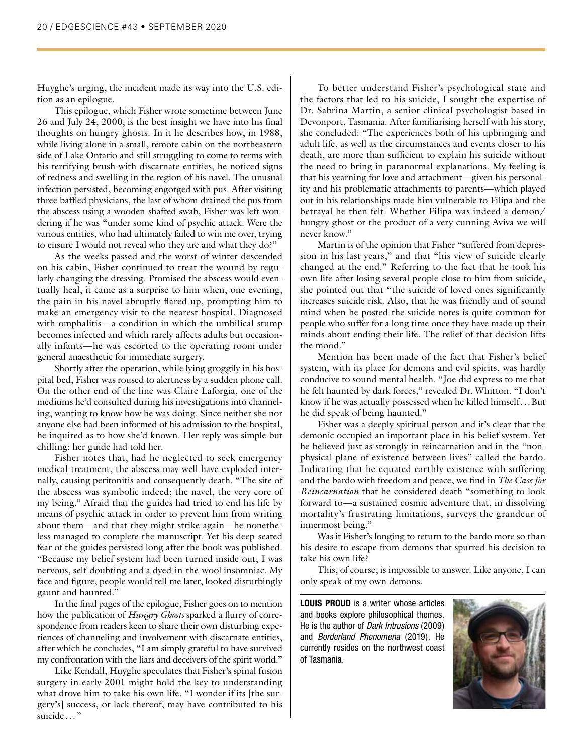Huyghe's urging, the incident made its way into the U.S. edition as an epilogue.

This epilogue, which Fisher wrote sometime between June 26 and July 24, 2000, is the best insight we have into his final thoughts on hungry ghosts. In it he describes how, in 1988, while living alone in a small, remote cabin on the northeastern side of Lake Ontario and still struggling to come to terms with his terrifying brush with discarnate entities, he noticed signs of redness and swelling in the region of his navel. The unusual infection persisted, becoming engorged with pus. After visiting three baffled physicians, the last of whom drained the pus from the abscess using a wooden-shafted swab, Fisher was left wondering if he was "under some kind of psychic attack. Were the various entities, who had ultimately failed to win me over, trying to ensure I would not reveal who they are and what they do?"

As the weeks passed and the worst of winter descended on his cabin, Fisher continued to treat the wound by regularly changing the dressing. Promised the abscess would eventually heal, it came as a surprise to him when, one evening, the pain in his navel abruptly flared up, prompting him to make an emergency visit to the nearest hospital. Diagnosed with omphalitis—a condition in which the umbilical stump becomes infected and which rarely affects adults but occasionally infants—he was escorted to the operating room under general anaesthetic for immediate surgery.

Shortly after the operation, while lying groggily in his hospital bed, Fisher was roused to alertness by a sudden phone call. On the other end of the line was Claire Laforgia, one of the mediums he'd consulted during his investigations into channeling, wanting to know how he was doing. Since neither she nor anyone else had been informed of his admission to the hospital, he inquired as to how she'd known. Her reply was simple but chilling: her guide had told her.

Fisher notes that, had he neglected to seek emergency medical treatment, the abscess may well have exploded internally, causing peritonitis and consequently death. "The site of the abscess was symbolic indeed; the navel, the very core of my being." Afraid that the guides had tried to end his life by means of psychic attack in order to prevent him from writing about them—and that they might strike again—he nonetheless managed to complete the manuscript. Yet his deep-seated fear of the guides persisted long after the book was published. "Because my belief system had been turned inside out, I was nervous, self-doubting and a dyed-in-the-wool insomniac. My face and figure, people would tell me later, looked disturbingly gaunt and haunted."

In the final pages of the epilogue, Fisher goes on to mention how the publication of *Hungry Ghosts* sparked a flurry of correspondence from readers keen to share their own disturbing experiences of channeling and involvement with discarnate entities, after which he concludes, "I am simply grateful to have survived my confrontation with the liars and deceivers of the spirit world."

Like Kendall, Huyghe speculates that Fisher's spinal fusion surgery in early-2001 might hold the key to understanding what drove him to take his own life. "I wonder if its [the surgery's] success, or lack thereof, may have contributed to his suicide…"

To better understand Fisher's psychological state and the factors that led to his suicide, I sought the expertise of Dr. Sabrina Martin, a senior clinical psychologist based in Devonport, Tasmania. After familiarising herself with his story, she concluded: "The experiences both of his upbringing and adult life, as well as the circumstances and events closer to his death, are more than sufficient to explain his suicide without the need to bring in paranormal explanations. My feeling is that his yearning for love and attachment—given his personality and his problematic attachments to parents—which played out in his relationships made him vulnerable to Filipa and the betrayal he then felt. Whether Filipa was indeed a demon/hungry ghost or the product of a very cunning Aviva we will never know."

Martin is of the opinion that Fisher "suffered from depression in his last years," and that "his view of suicide clearly changed at the end." Referring to the fact that he took his own life after losing several people close to him from suicide, she pointed out that "the suicide of loved ones significantly increases suicide risk. Also, that he was friendly and of sound mind when he posted the suicide notes is quite common for people who suffer for a long time once they have made up their minds about ending their life. The relief of that decision lifts the mood."

Mention has been made of the fact that Fisher's belief system, with its place for demons and evil spirits, was hardly conducive to sound mental health. "Joe did express to me that he felt haunted by dark forces," revealed Dr. Whitton. "I don't know if he was actually possessed when he killed himself… But he did speak of being haunted."

Fisher was a deeply spiritual person and it's clear that the demonic occupied an important place in his belief system. Yet he believed just as strongly in reincarnation and in the "non-physical plane of existence between lives" called the bardo. Indicating that he equated earthly existence with suffering and the bardo with freedom and peace, we find in *The Case for Reincarnation* that he considered death "something to look forward to—a sustained cosmic adventure that, in dissolving mortality's frustrating limitations, surveys the grandeur of innermost being."

Was it Fisher's longing to return to the bardo more so than his desire to escape from demons that spurred his decision to take his own life?

This, of course, is impossible to answer. Like anyone, I can only speak of my own demons.

---

**LOUIS PROUD** is a writer whose articles and books explore philosophical themes. He is the author of *Dark Intrusions* (2009) and *Borderland Phenomena* (2019). He currently resides on the northwest coast of Tasmania.